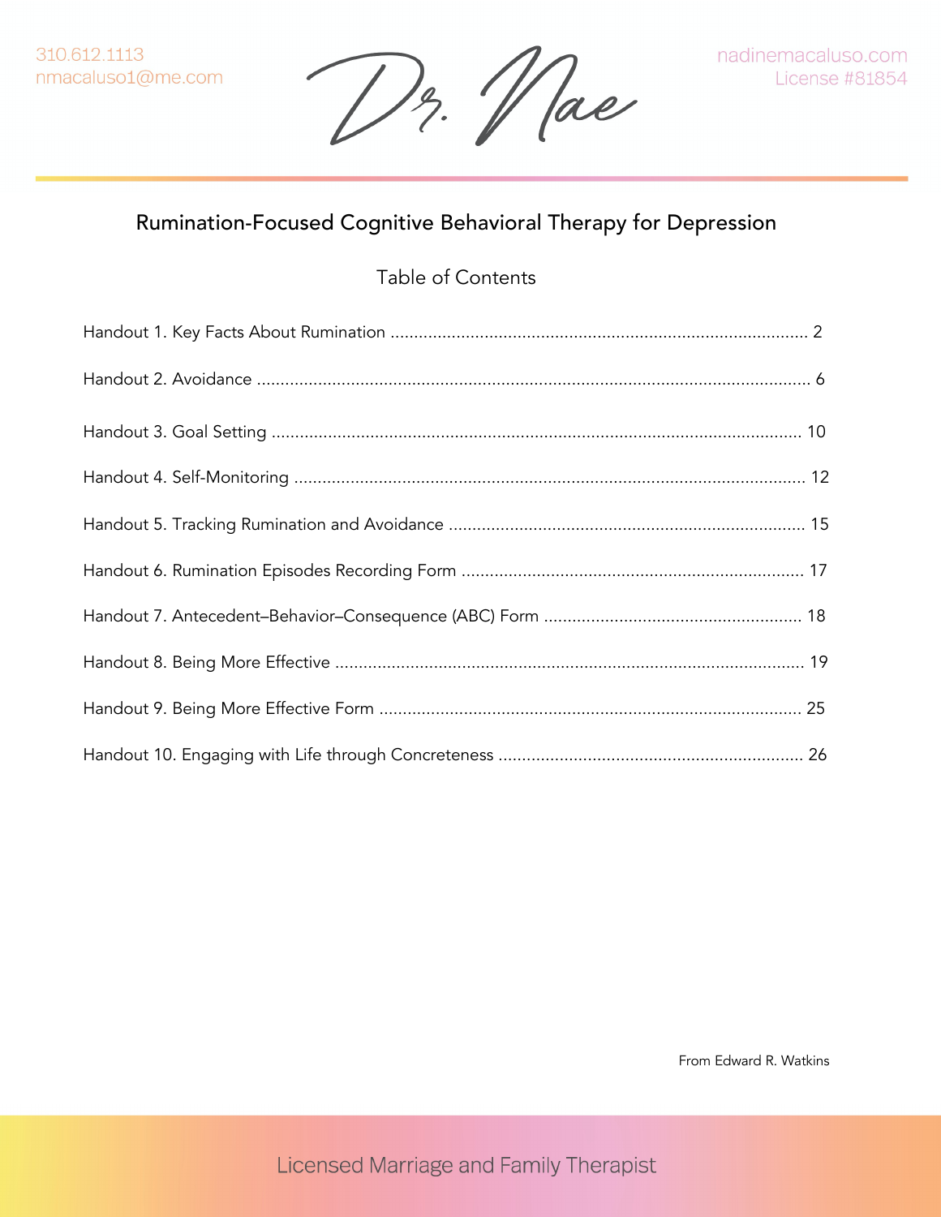310.612.1113
nmacaluso1@me.com

Dr. Nae

nadinemacaluso.com
License #81854

# Rumination-Focused Cognitive Behavioral Therapy for Depression

## Table of Contents

Handout 1. Key Facts About Rumination .......... 2

Handout 2. Avoidance .......... 6

Handout 3. Goal Setting .......... 10

Handout 4. Self-Monitoring .......... 12

Handout 5. Tracking Rumination and Avoidance .......... 15

Handout 6. Rumination Episodes Recording Form .......... 17

Handout 7. Antecedent–Behavior–Consequence (ABC) Form .......... 18

Handout 8. Being More Effective .......... 19

Handout 9. Being More Effective Form .......... 25

Handout 10. Engaging with Life through Concreteness .......... 26

From Edward R. Watkins

Licensed Marriage and Family Therapist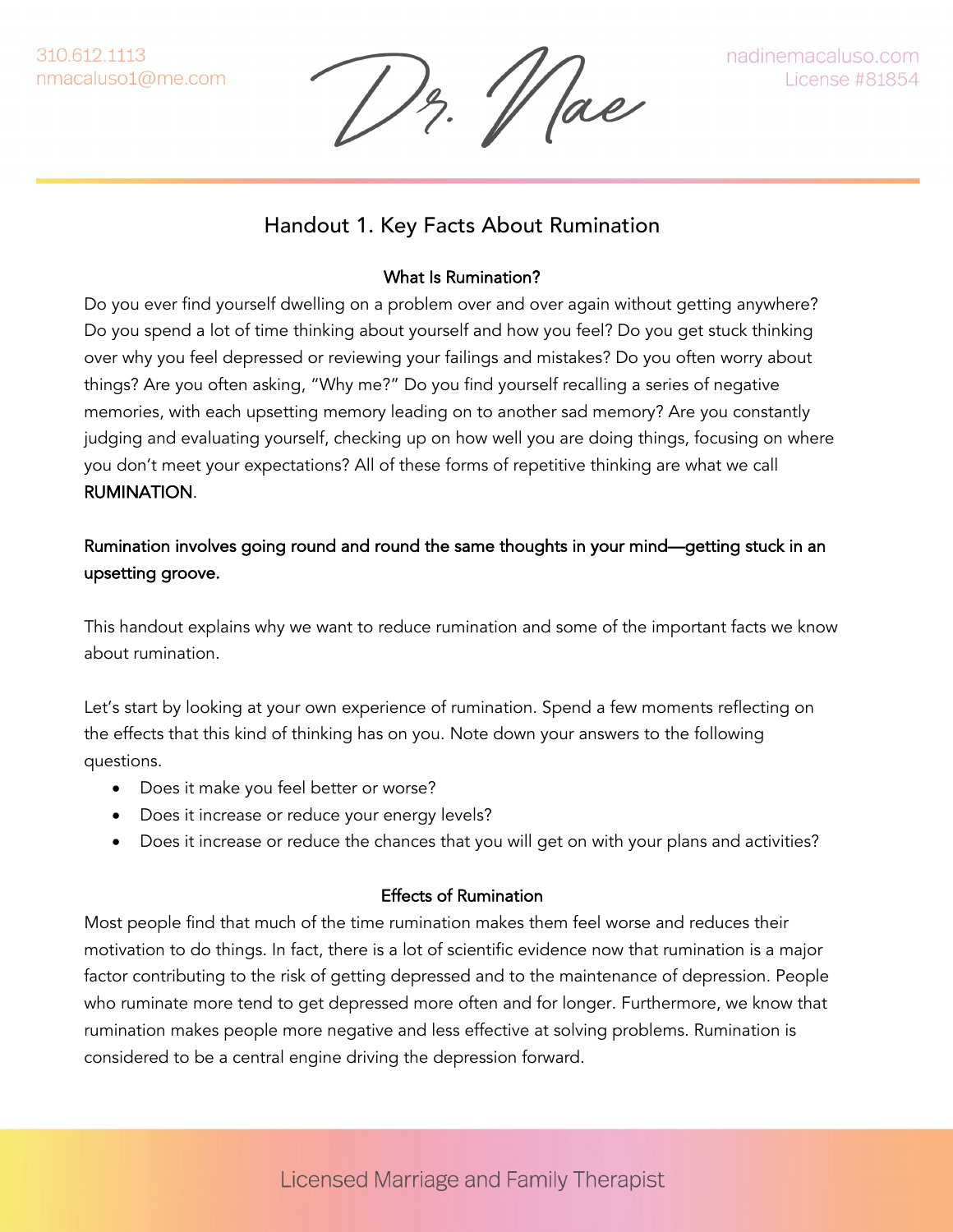# Handout 1. Key Facts About Rumination

## What Is Rumination?

Do you ever find yourself dwelling on a problem over and over again without getting anywhere? Do you spend a lot of time thinking about yourself and how you feel? Do you get stuck thinking over why you feel depressed or reviewing your failings and mistakes? Do you often worry about things? Are you often asking, "Why me?" Do you find yourself recalling a series of negative memories, with each upsetting memory leading on to another sad memory? Are you constantly judging and evaluating yourself, checking up on how well you are doing things, focusing on where you don't meet your expectations? All of these forms of repetitive thinking are what we call **RUMINATION**.

**Rumination involves going round and round the same thoughts in your mind—getting stuck in an upsetting groove.**

This handout explains why we want to reduce rumination and some of the important facts we know about rumination.

Let's start by looking at your own experience of rumination. Spend a few moments reflecting on the effects that this kind of thinking has on you. Note down your answers to the following questions.

- Does it make you feel better or worse?
- Does it increase or reduce your energy levels?
- Does it increase or reduce the chances that you will get on with your plans and activities?

## Effects of Rumination

Most people find that much of the time rumination makes them feel worse and reduces their motivation to do things. In fact, there is a lot of scientific evidence now that rumination is a major factor contributing to the risk of getting depressed and to the maintenance of depression. People who ruminate more tend to get depressed more often and for longer. Furthermore, we know that rumination makes people more negative and less effective at solving problems. Rumination is considered to be a central engine driving the depression forward.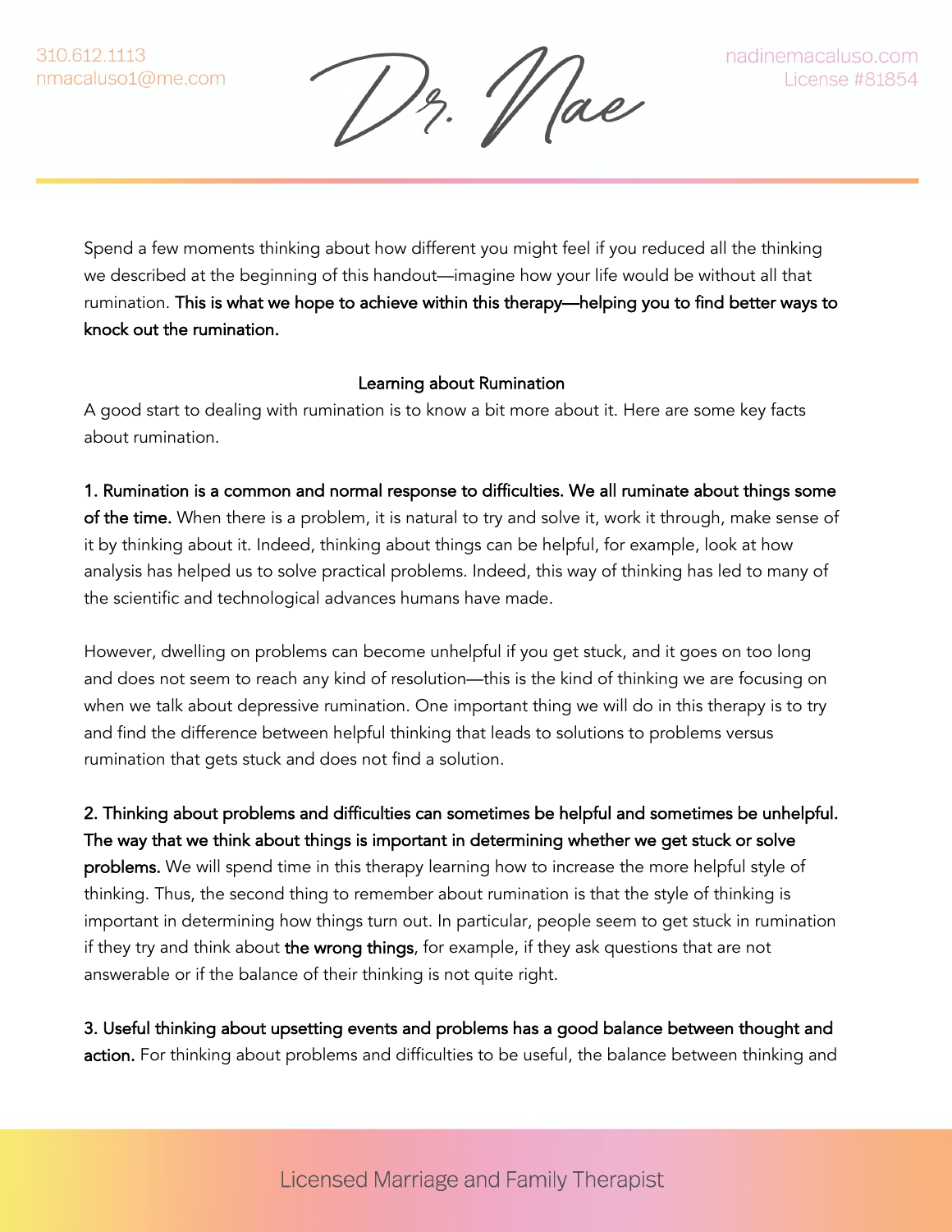Spend a few moments thinking about how different you might feel if you reduced all the thinking we described at the beginning of this handout—imagine how your life would be without all that rumination. **This is what we hope to achieve within this therapy—helping you to find better ways to knock out the rumination.**

## Learning about Rumination

A good start to dealing with rumination is to know a bit more about it. Here are some key facts about rumination.

**1. Rumination is a common and normal response to difficulties. We all ruminate about things some of the time.** When there is a problem, it is natural to try and solve it, work it through, make sense of it by thinking about it. Indeed, thinking about things can be helpful, for example, look at how analysis has helped us to solve practical problems. Indeed, this way of thinking has led to many of the scientific and technological advances humans have made.

However, dwelling on problems can become unhelpful if you get stuck, and it goes on too long and does not seem to reach any kind of resolution—this is the kind of thinking we are focusing on when we talk about depressive rumination. One important thing we will do in this therapy is to try and find the difference between helpful thinking that leads to solutions to problems versus rumination that gets stuck and does not find a solution.

**2. Thinking about problems and difficulties can sometimes be helpful and sometimes be unhelpful. The way that we think about things is important in determining whether we get stuck or solve problems.** We will spend time in this therapy learning how to increase the more helpful style of thinking. Thus, the second thing to remember about rumination is that the style of thinking is important in determining how things turn out. In particular, people seem to get stuck in rumination if they try and think about **the wrong things**, for example, if they ask questions that are not answerable or if the balance of their thinking is not quite right.

**3. Useful thinking about upsetting events and problems has a good balance between thought and action.** For thinking about problems and difficulties to be useful, the balance between thinking and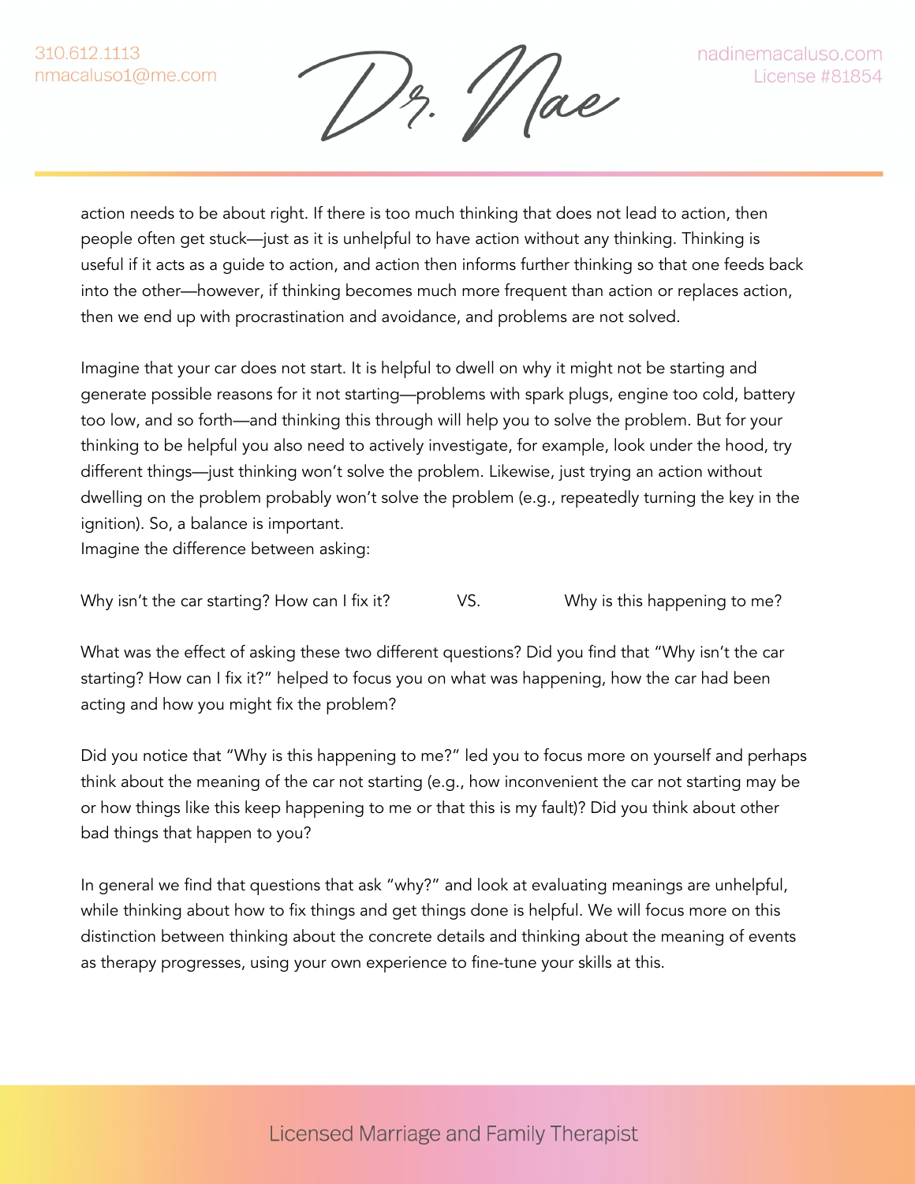action needs to be about right. If there is too much thinking that does not lead to action, then people often get stuck—just as it is unhelpful to have action without any thinking. Thinking is useful if it acts as a guide to action, and action then informs further thinking so that one feeds back into the other—however, if thinking becomes much more frequent than action or replaces action, then we end up with procrastination and avoidance, and problems are not solved.

Imagine that your car does not start. It is helpful to dwell on why it might not be starting and generate possible reasons for it not starting—problems with spark plugs, engine too cold, battery too low, and so forth—and thinking this through will help you to solve the problem. But for your thinking to be helpful you also need to actively investigate, for example, look under the hood, try different things—just thinking won't solve the problem. Likewise, just trying an action without dwelling on the problem probably won't solve the problem (e.g., repeatedly turning the key in the ignition). So, a balance is important.
Imagine the difference between asking:

Why isn't the car starting? How can I fix it? VS. Why is this happening to me?

What was the effect of asking these two different questions? Did you find that "Why isn't the car starting? How can I fix it?" helped to focus you on what was happening, how the car had been acting and how you might fix the problem?

Did you notice that "Why is this happening to me?" led you to focus more on yourself and perhaps think about the meaning of the car not starting (e.g., how inconvenient the car not starting may be or how things like this keep happening to me or that this is my fault)? Did you think about other bad things that happen to you?

In general we find that questions that ask "why?" and look at evaluating meanings are unhelpful, while thinking about how to fix things and get things done is helpful. We will focus more on this distinction between thinking about the concrete details and thinking about the meaning of events as therapy progresses, using your own experience to fine-tune your skills at this.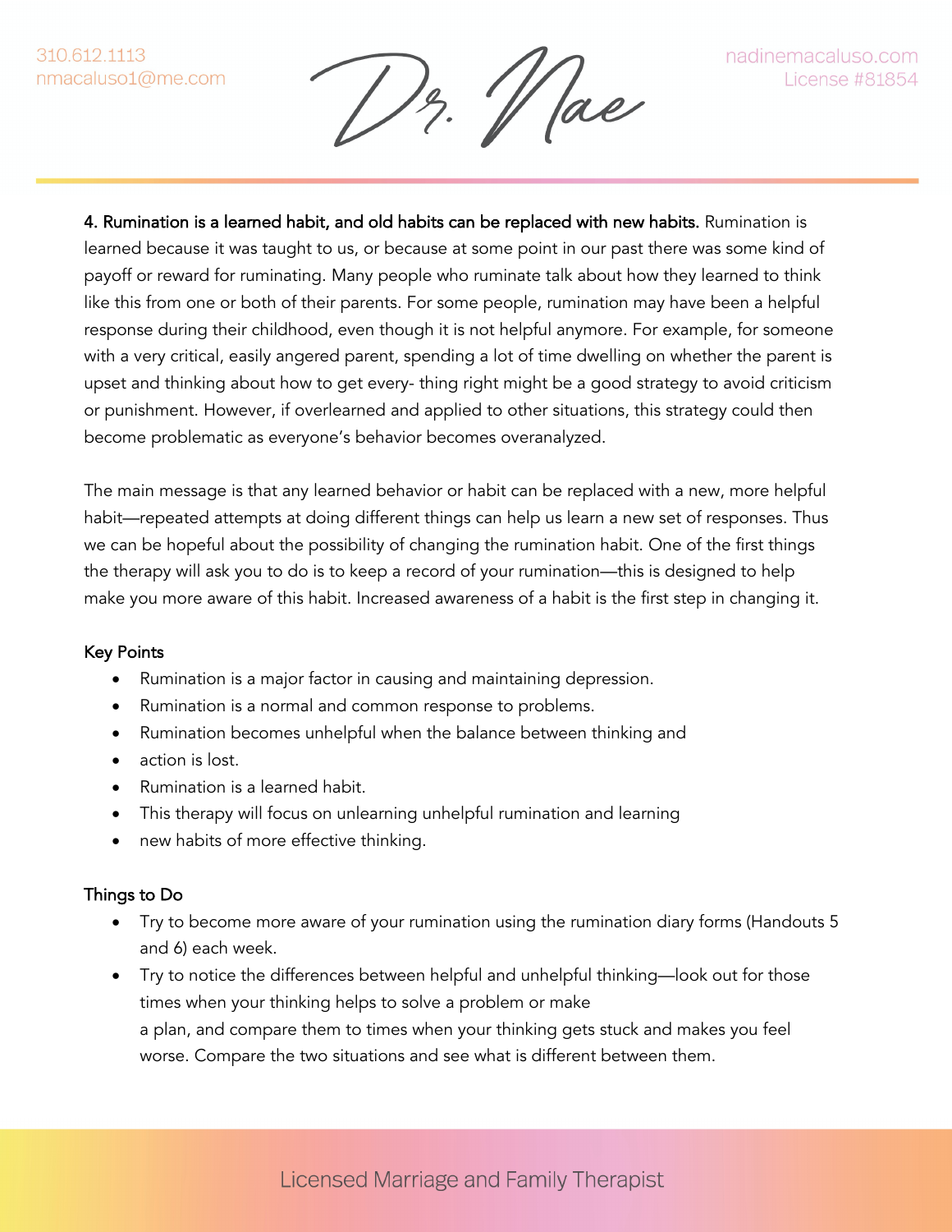**4. Rumination is a learned habit, and old habits can be replaced with new habits.** Rumination is learned because it was taught to us, or because at some point in our past there was some kind of payoff or reward for ruminating. Many people who ruminate talk about how they learned to think like this from one or both of their parents. For some people, rumination may have been a helpful response during their childhood, even though it is not helpful anymore. For example, for someone with a very critical, easily angered parent, spending a lot of time dwelling on whether the parent is upset and thinking about how to get every- thing right might be a good strategy to avoid criticism or punishment. However, if overlearned and applied to other situations, this strategy could then become problematic as everyone's behavior becomes overanalyzed.

The main message is that any learned behavior or habit can be replaced with a new, more helpful habit—repeated attempts at doing different things can help us learn a new set of responses. Thus we can be hopeful about the possibility of changing the rumination habit. One of the first things the therapy will ask you to do is to keep a record of your rumination—this is designed to help make you more aware of this habit. Increased awareness of a habit is the first step in changing it.

### Key Points

- Rumination is a major factor in causing and maintaining depression.
- Rumination is a normal and common response to problems.
- Rumination becomes unhelpful when the balance between thinking and
- action is lost.
- Rumination is a learned habit.
- This therapy will focus on unlearning unhelpful rumination and learning
- new habits of more effective thinking.

### Things to Do

- Try to become more aware of your rumination using the rumination diary forms (Handouts 5 and 6) each week.
- Try to notice the differences between helpful and unhelpful thinking—look out for those times when your thinking helps to solve a problem or make a plan, and compare them to times when your thinking gets stuck and makes you feel worse. Compare the two situations and see what is different between them.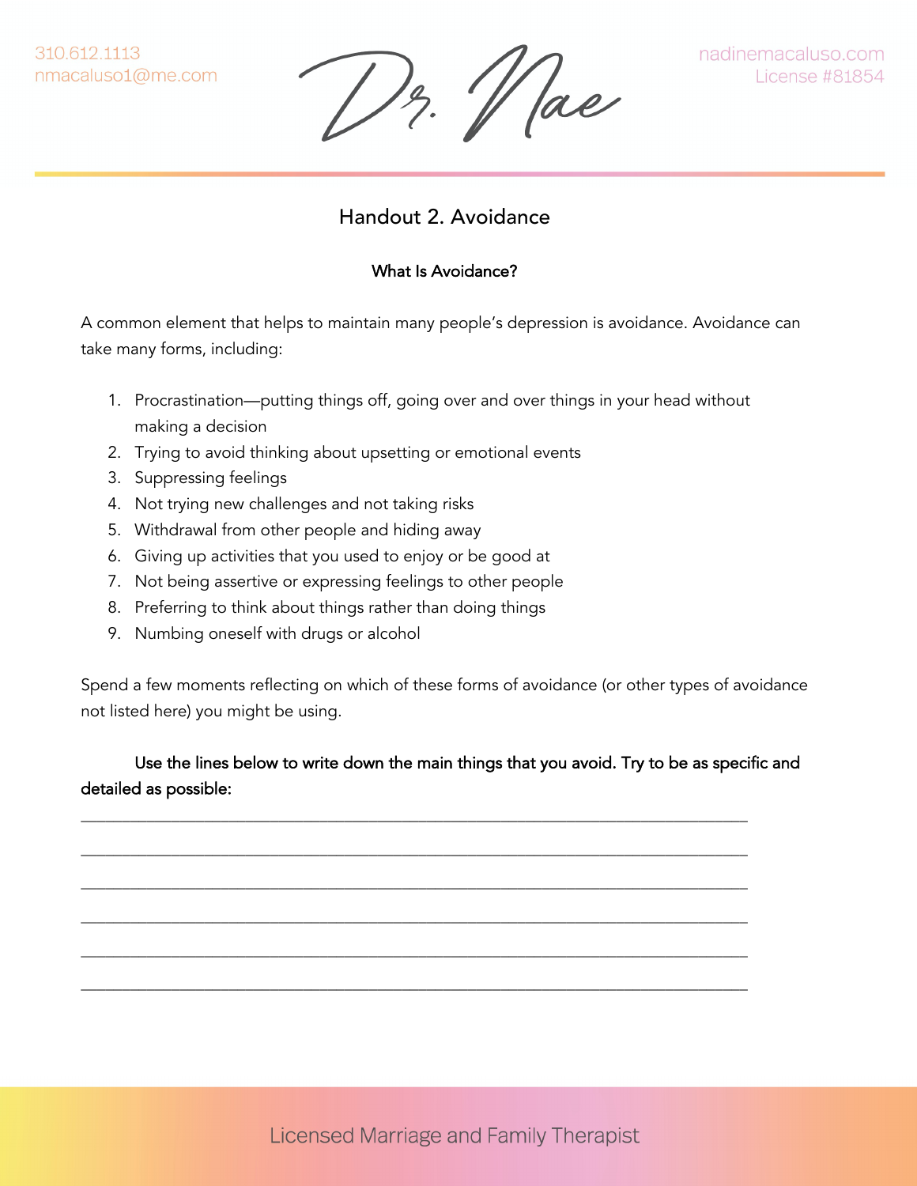# Handout 2. Avoidance

**What Is Avoidance?**

A common element that helps to maintain many people's depression is avoidance. Avoidance can take many forms, including:

1. Procrastination—putting things off, going over and over things in your head without making a decision
2. Trying to avoid thinking about upsetting or emotional events
3. Suppressing feelings
4. Not trying new challenges and not taking risks
5. Withdrawal from other people and hiding away
6. Giving up activities that you used to enjoy or be good at
7. Not being assertive or expressing feelings to other people
8. Preferring to think about things rather than doing things
9. Numbing oneself with drugs or alcohol

Spend a few moments reflecting on which of these forms of avoidance (or other types of avoidance not listed here) you might be using.

**Use the lines below to write down the main things that you avoid. Try to be as specific and detailed as possible:**

______________________________________________________________________________

______________________________________________________________________________

______________________________________________________________________________

______________________________________________________________________________

______________________________________________________________________________

______________________________________________________________________________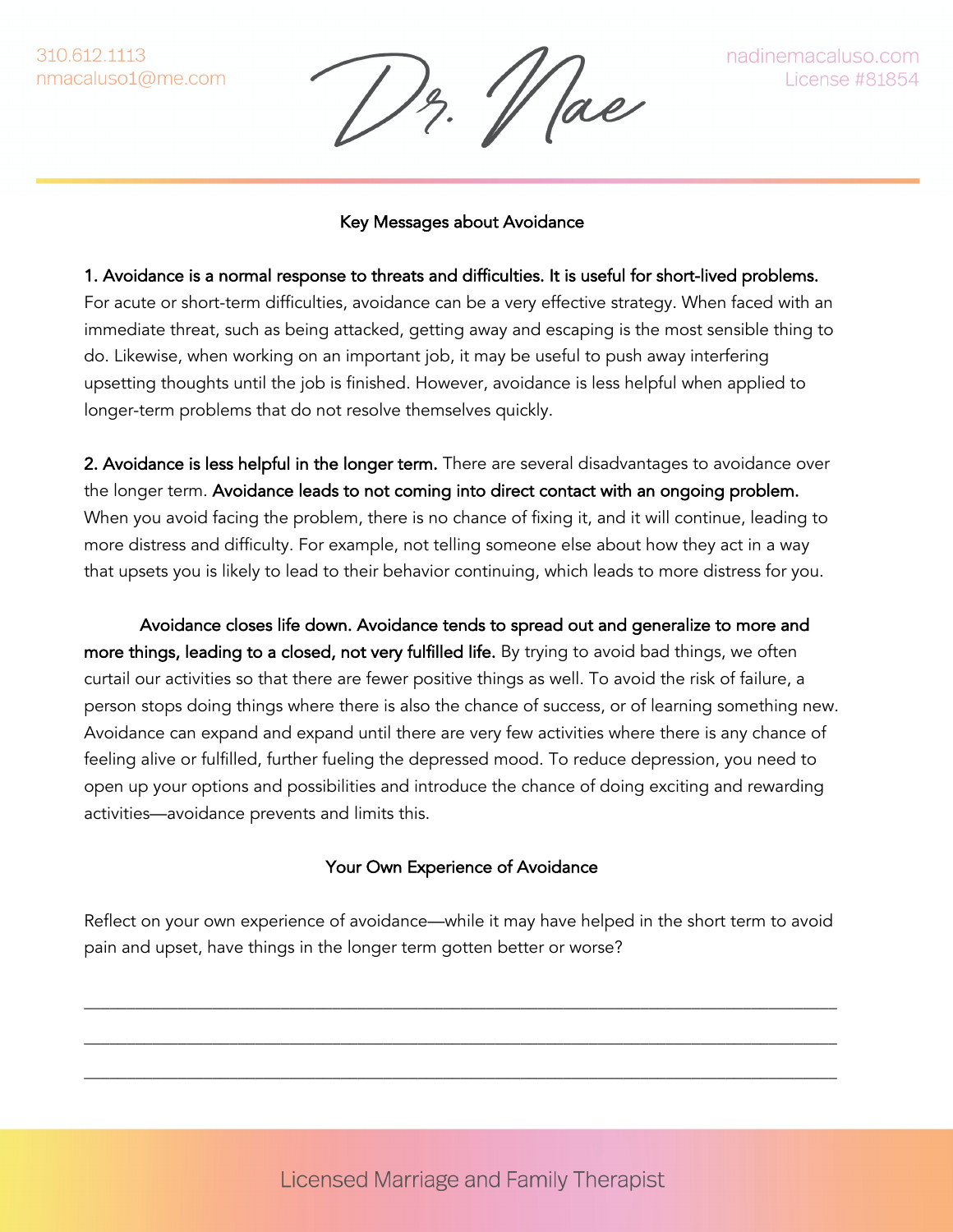## Key Messages about Avoidance

**1. Avoidance is a normal response to threats and difficulties. It is useful for short-lived problems.** For acute or short-term difficulties, avoidance can be a very effective strategy. When faced with an immediate threat, such as being attacked, getting away and escaping is the most sensible thing to do. Likewise, when working on an important job, it may be useful to push away interfering upsetting thoughts until the job is finished. However, avoidance is less helpful when applied to longer-term problems that do not resolve themselves quickly.

**2. Avoidance is less helpful in the longer term.** There are several disadvantages to avoidance over the longer term. **Avoidance leads to not coming into direct contact with an ongoing problem.** When you avoid facing the problem, there is no chance of fixing it, and it will continue, leading to more distress and difficulty. For example, not telling someone else about how they act in a way that upsets you is likely to lead to their behavior continuing, which leads to more distress for you.

**Avoidance closes life down. Avoidance tends to spread out and generalize to more and more things, leading to a closed, not very fulfilled life.** By trying to avoid bad things, we often curtail our activities so that there are fewer positive things as well. To avoid the risk of failure, a person stops doing things where there is also the chance of success, or of learning something new. Avoidance can expand and expand until there are very few activities where there is any chance of feeling alive or fulfilled, further fueling the depressed mood. To reduce depression, you need to open up your options and possibilities and introduce the chance of doing exciting and rewarding activities—avoidance prevents and limits this.

## Your Own Experience of Avoidance

Reflect on your own experience of avoidance—while it may have helped in the short term to avoid pain and upset, have things in the longer term gotten better or worse?

\_\_\_\_\_\_\_\_\_\_\_\_\_\_\_\_\_\_\_\_\_\_\_\_\_\_\_\_\_\_\_\_\_\_\_\_\_\_\_\_\_\_\_\_\_\_\_\_\_\_\_\_\_\_\_\_\_\_\_\_\_\_\_\_\_\_\_\_\_\_

\_\_\_\_\_\_\_\_\_\_\_\_\_\_\_\_\_\_\_\_\_\_\_\_\_\_\_\_\_\_\_\_\_\_\_\_\_\_\_\_\_\_\_\_\_\_\_\_\_\_\_\_\_\_\_\_\_\_\_\_\_\_\_\_\_\_\_\_\_\_

\_\_\_\_\_\_\_\_\_\_\_\_\_\_\_\_\_\_\_\_\_\_\_\_\_\_\_\_\_\_\_\_\_\_\_\_\_\_\_\_\_\_\_\_\_\_\_\_\_\_\_\_\_\_\_\_\_\_\_\_\_\_\_\_\_\_\_\_\_\_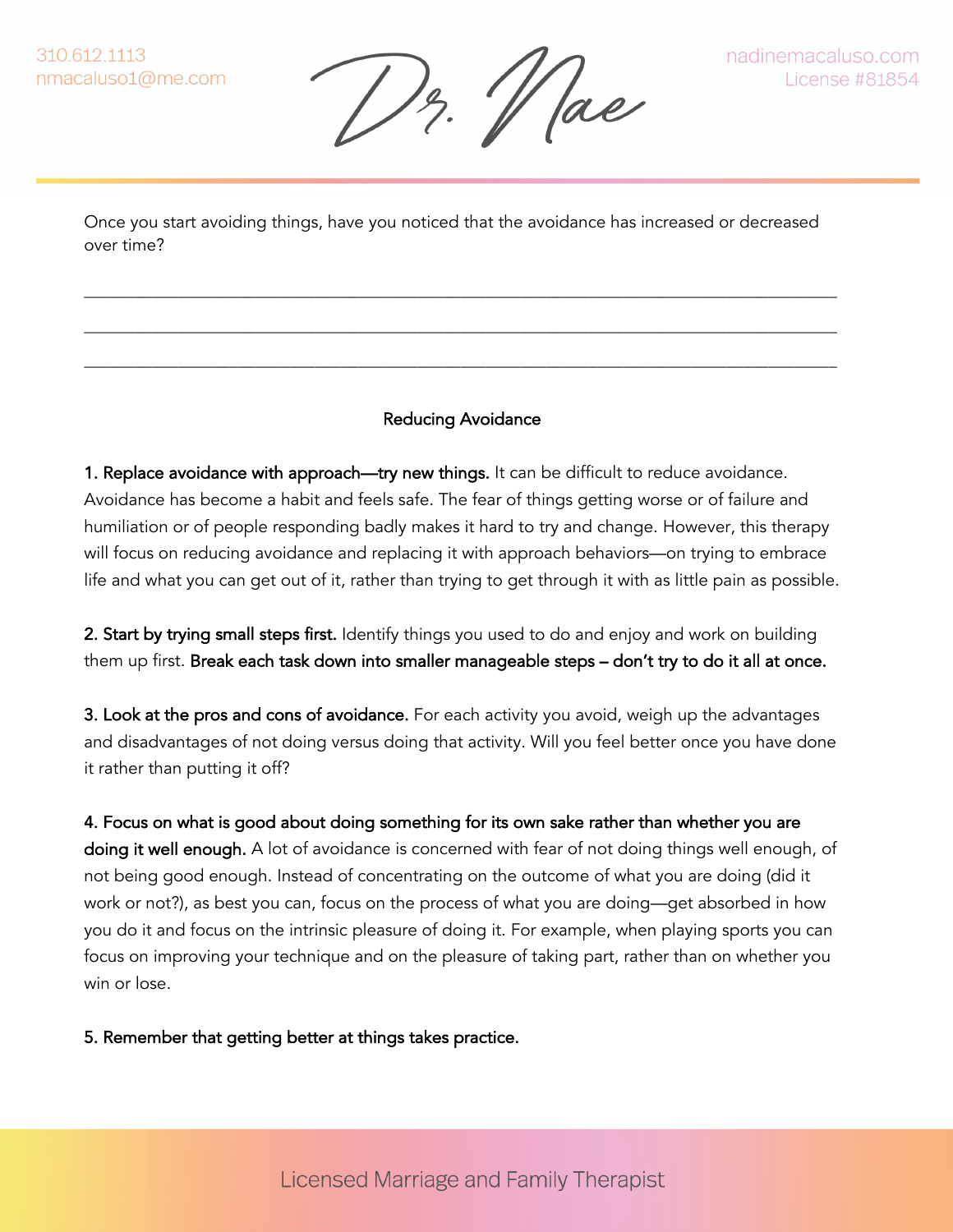Once you start avoiding things, have you noticed that the avoidance has increased or decreased over time?

\_\_\_\_\_\_\_\_\_\_\_\_\_\_\_\_\_\_\_\_\_\_\_\_\_\_\_\_\_\_\_\_\_\_\_\_\_\_\_\_\_\_\_\_\_\_\_\_\_\_\_\_\_\_\_\_\_\_\_\_\_\_\_\_\_\_\_\_\_\_\_\_\_\_

\_\_\_\_\_\_\_\_\_\_\_\_\_\_\_\_\_\_\_\_\_\_\_\_\_\_\_\_\_\_\_\_\_\_\_\_\_\_\_\_\_\_\_\_\_\_\_\_\_\_\_\_\_\_\_\_\_\_\_\_\_\_\_\_\_\_\_\_\_\_\_\_\_\_

\_\_\_\_\_\_\_\_\_\_\_\_\_\_\_\_\_\_\_\_\_\_\_\_\_\_\_\_\_\_\_\_\_\_\_\_\_\_\_\_\_\_\_\_\_\_\_\_\_\_\_\_\_\_\_\_\_\_\_\_\_\_\_\_\_\_\_\_\_\_\_\_\_\_

## Reducing Avoidance

**1. Replace avoidance with approach—try new things.** It can be difficult to reduce avoidance. Avoidance has become a habit and feels safe. The fear of things getting worse or of failure and humiliation or of people responding badly makes it hard to try and change. However, this therapy will focus on reducing avoidance and replacing it with approach behaviors—on trying to embrace life and what you can get out of it, rather than trying to get through it with as little pain as possible.

**2. Start by trying small steps first.** Identify things you used to do and enjoy and work on building them up first. **Break each task down into smaller manageable steps – don't try to do it all at once.**

**3. Look at the pros and cons of avoidance.** For each activity you avoid, weigh up the advantages and disadvantages of not doing versus doing that activity. Will you feel better once you have done it rather than putting it off?

**4. Focus on what is good about doing something for its own sake rather than whether you are doing it well enough.** A lot of avoidance is concerned with fear of not doing things well enough, of not being good enough. Instead of concentrating on the outcome of what you are doing (did it work or not?), as best you can, focus on the process of what you are doing—get absorbed in how you do it and focus on the intrinsic pleasure of doing it. For example, when playing sports you can focus on improving your technique and on the pleasure of taking part, rather than on whether you win or lose.

**5. Remember that getting better at things takes practice.**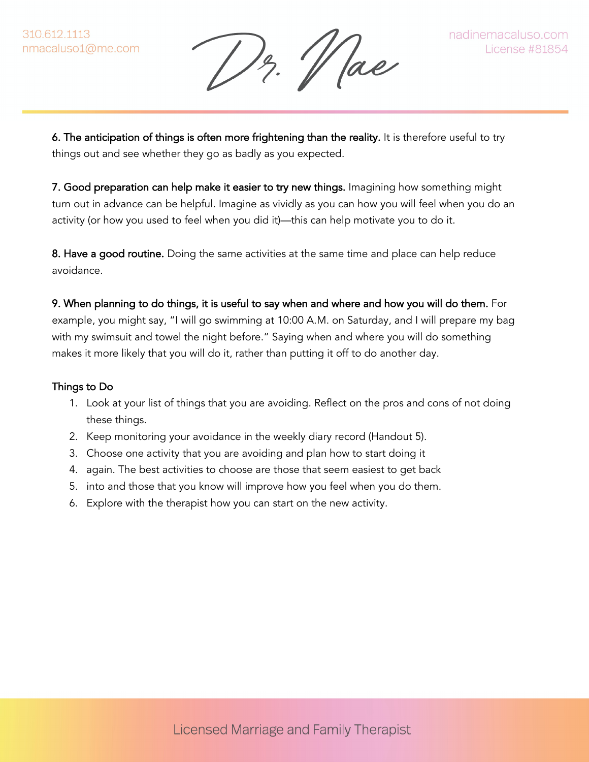**6. The anticipation of things is often more frightening than the reality.** It is therefore useful to try things out and see whether they go as badly as you expected.

**7. Good preparation can help make it easier to try new things.** Imagining how something might turn out in advance can be helpful. Imagine as vividly as you can how you will feel when you do an activity (or how you used to feel when you did it)—this can help motivate you to do it.

**8. Have a good routine.** Doing the same activities at the same time and place can help reduce avoidance.

**9. When planning to do things, it is useful to say when and where and how you will do them.** For example, you might say, "I will go swimming at 10:00 A.M. on Saturday, and I will prepare my bag with my swimsuit and towel the night before." Saying when and where you will do something makes it more likely that you will do it, rather than putting it off to do another day.

Things to Do

1. Look at your list of things that you are avoiding. Reflect on the pros and cons of not doing these things.
2. Keep monitoring your avoidance in the weekly diary record (Handout 5).
3. Choose one activity that you are avoiding and plan how to start doing it
4. again. The best activities to choose are those that seem easiest to get back
5. into and those that you know will improve how you feel when you do them.
6. Explore with the therapist how you can start on the new activity.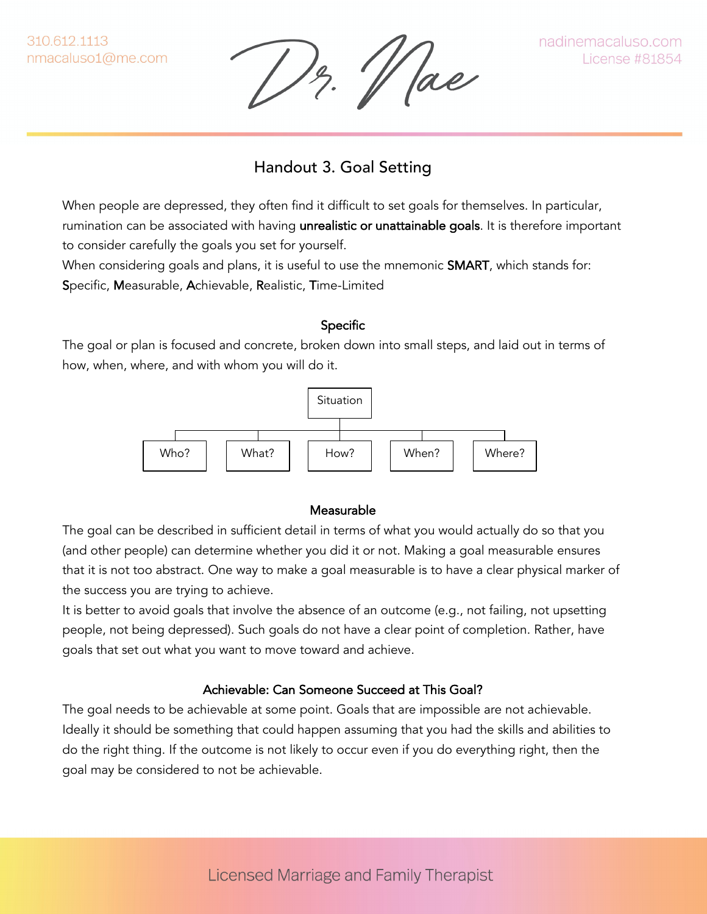## Handout 3. Goal Setting

When people are depressed, they often find it difficult to set goals for themselves. In particular, rumination can be associated with having **unrealistic or unattainable goals**. It is therefore important to consider carefully the goals you set for yourself.

When considering goals and plans, it is useful to use the mnemonic **SMART**, which stands for: **S**pecific, **M**easurable, **A**chievable, **R**ealistic, **T**ime-Limited

### Specific

The goal or plan is focused and concrete, broken down into small steps, and laid out in terms of how, when, where, and with whom you will do it.

Situation

Who?

What?

How?

When?

Where?

### Measurable

The goal can be described in sufficient detail in terms of what you would actually do so that you (and other people) can determine whether you did it or not. Making a goal measurable ensures that it is not too abstract. One way to make a goal measurable is to have a clear physical marker of the success you are trying to achieve.

It is better to avoid goals that involve the absence of an outcome (e.g., not failing, not upsetting people, not being depressed). Such goals do not have a clear point of completion. Rather, have goals that set out what you want to move toward and achieve.

### Achievable: Can Someone Succeed at This Goal?

The goal needs to be achievable at some point. Goals that are impossible are not achievable. Ideally it should be something that could happen assuming that you had the skills and abilities to do the right thing. If the outcome is not likely to occur even if you do everything right, then the goal may be considered to not be achievable.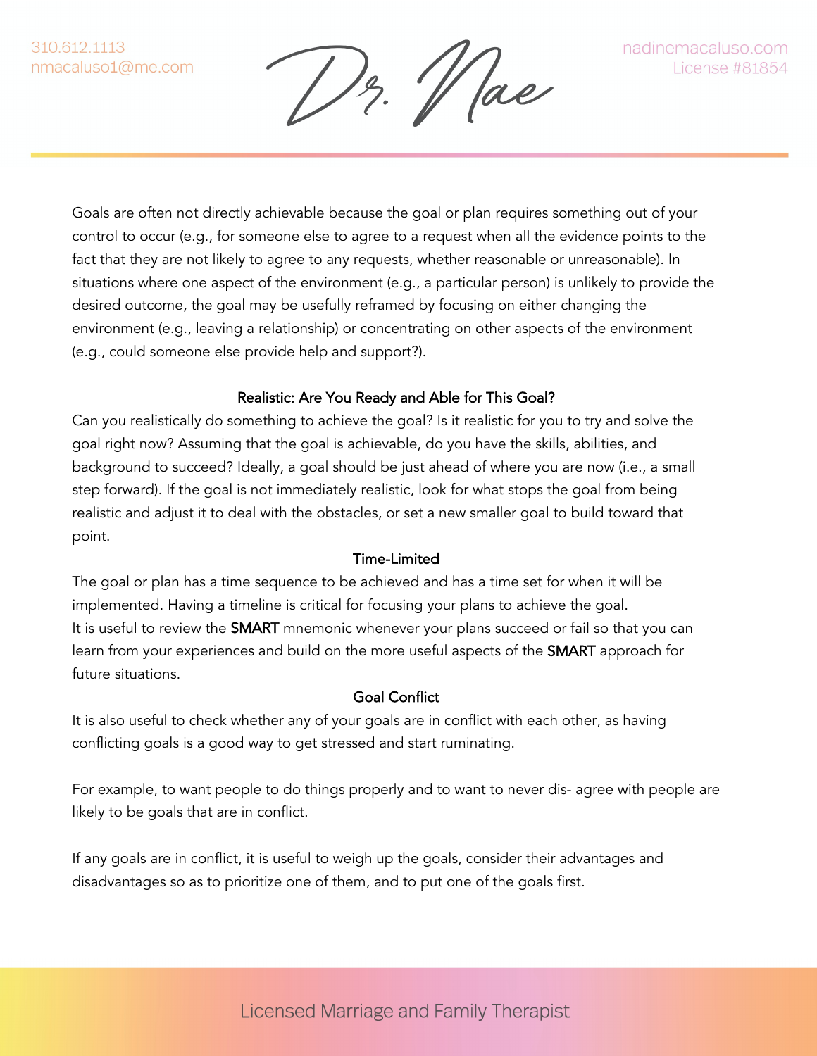Goals are often not directly achievable because the goal or plan requires something out of your control to occur (e.g., for someone else to agree to a request when all the evidence points to the fact that they are not likely to agree to any requests, whether reasonable or unreasonable). In situations where one aspect of the environment (e.g., a particular person) is unlikely to provide the desired outcome, the goal may be usefully reframed by focusing on either changing the environment (e.g., leaving a relationship) or concentrating on other aspects of the environment (e.g., could someone else provide help and support?).

### Realistic: Are You Ready and Able for This Goal?

Can you realistically do something to achieve the goal? Is it realistic for you to try and solve the goal right now? Assuming that the goal is achievable, do you have the skills, abilities, and background to succeed? Ideally, a goal should be just ahead of where you are now (i.e., a small step forward). If the goal is not immediately realistic, look for what stops the goal from being realistic and adjust it to deal with the obstacles, or set a new smaller goal to build toward that point.

### Time-Limited

The goal or plan has a time sequence to be achieved and has a time set for when it will be implemented. Having a timeline is critical for focusing your plans to achieve the goal.
It is useful to review the SMART mnemonic whenever your plans succeed or fail so that you can learn from your experiences and build on the more useful aspects of the SMART approach for future situations.

### Goal Conflict

It is also useful to check whether any of your goals are in conflict with each other, as having conflicting goals is a good way to get stressed and start ruminating.

For example, to want people to do things properly and to want to never dis- agree with people are likely to be goals that are in conflict.

If any goals are in conflict, it is useful to weigh up the goals, consider their advantages and disadvantages so as to prioritize one of them, and to put one of the goals first.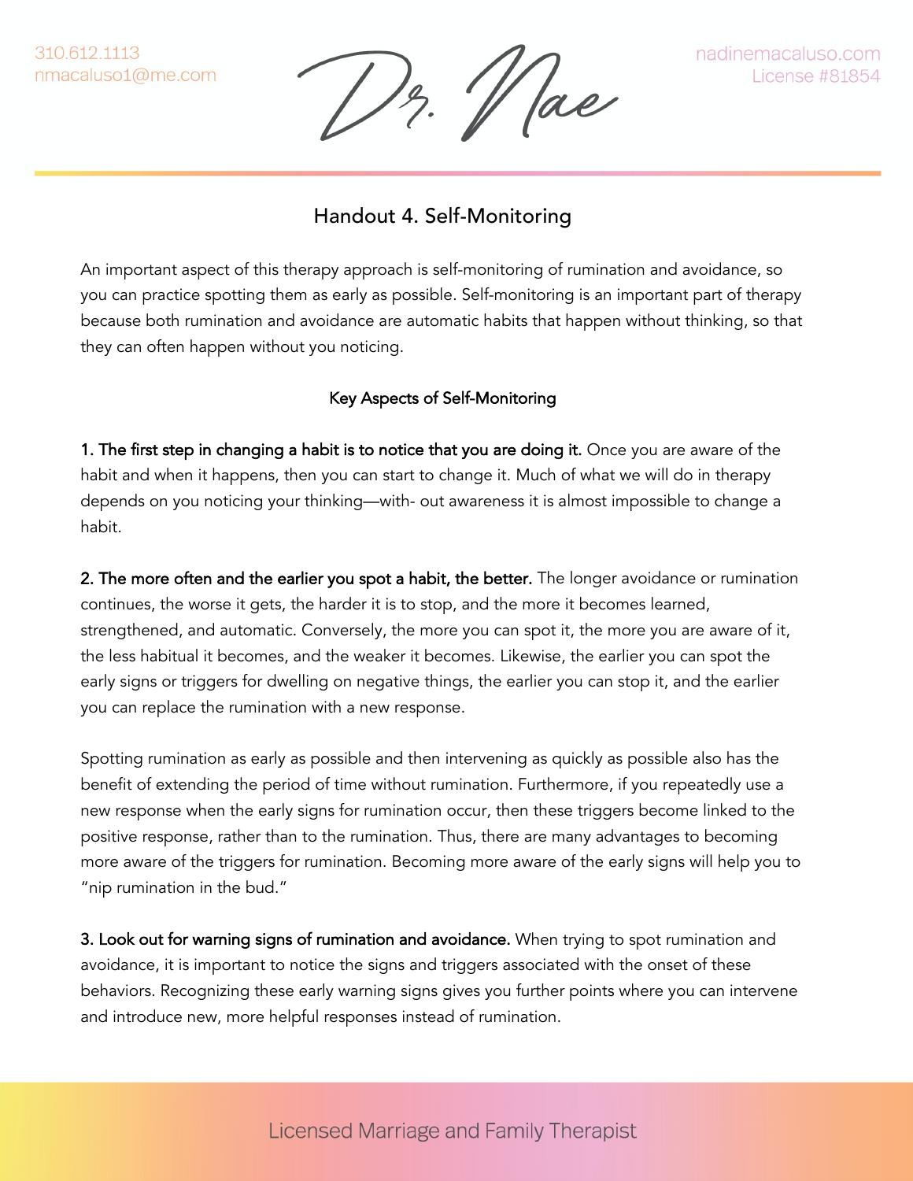## Handout 4. Self-Monitoring

An important aspect of this therapy approach is self-monitoring of rumination and avoidance, so you can practice spotting them as early as possible. Self-monitoring is an important part of therapy because both rumination and avoidance are automatic habits that happen without thinking, so that they can often happen without you noticing.

### Key Aspects of Self-Monitoring

**1. The first step in changing a habit is to notice that you are doing it.** Once you are aware of the habit and when it happens, then you can start to change it. Much of what we will do in therapy depends on you noticing your thinking—with- out awareness it is almost impossible to change a habit.

**2. The more often and the earlier you spot a habit, the better.** The longer avoidance or rumination continues, the worse it gets, the harder it is to stop, and the more it becomes learned, strengthened, and automatic. Conversely, the more you can spot it, the more you are aware of it, the less habitual it becomes, and the weaker it becomes. Likewise, the earlier you can spot the early signs or triggers for dwelling on negative things, the earlier you can stop it, and the earlier you can replace the rumination with a new response.

Spotting rumination as early as possible and then intervening as quickly as possible also has the benefit of extending the period of time without rumination. Furthermore, if you repeatedly use a new response when the early signs for rumination occur, then these triggers become linked to the positive response, rather than to the rumination. Thus, there are many advantages to becoming more aware of the triggers for rumination. Becoming more aware of the early signs will help you to "nip rumination in the bud."

**3. Look out for warning signs of rumination and avoidance.** When trying to spot rumination and avoidance, it is important to notice the signs and triggers associated with the onset of these behaviors. Recognizing these early warning signs gives you further points where you can intervene and introduce new, more helpful responses instead of rumination.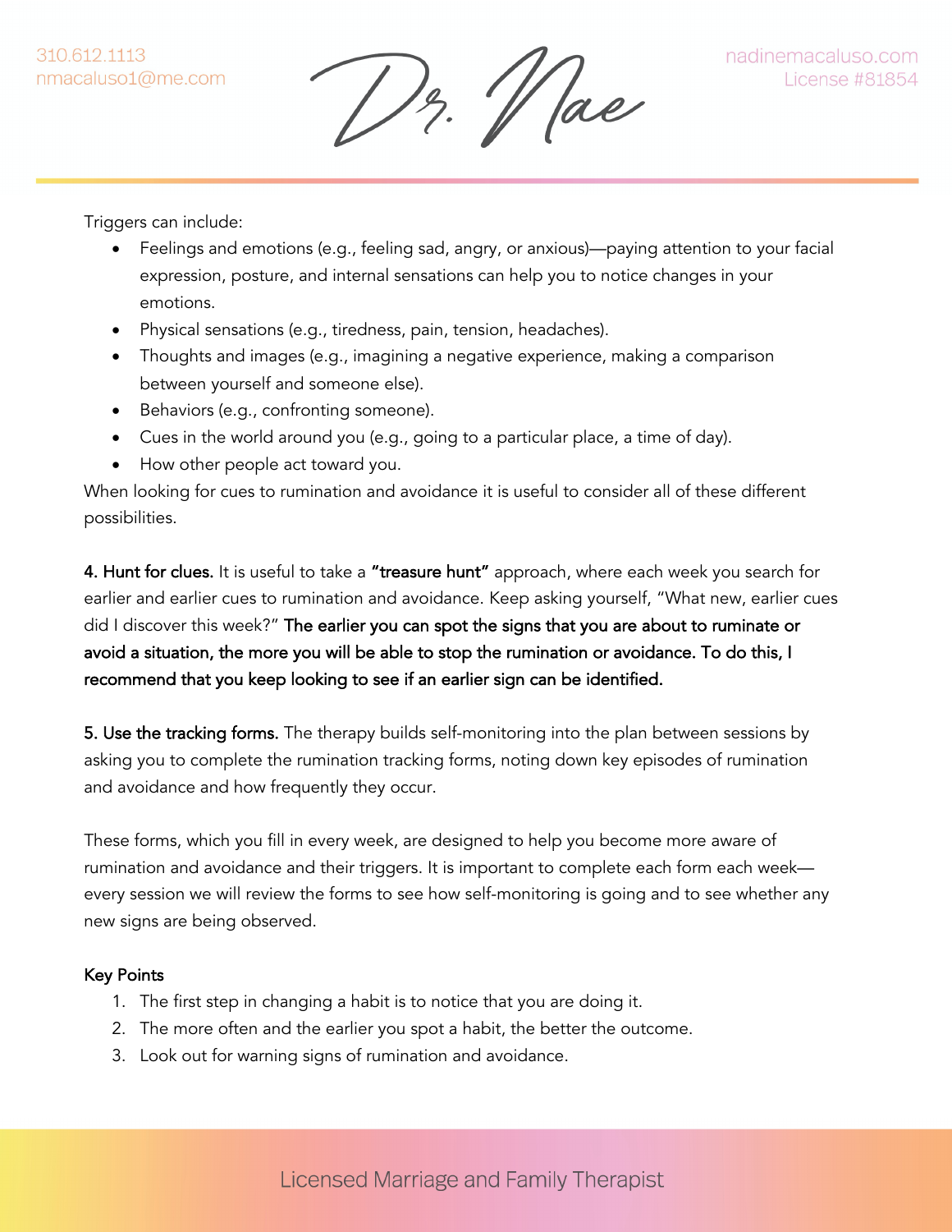Triggers can include:

- Feelings and emotions (e.g., feeling sad, angry, or anxious)—paying attention to your facial expression, posture, and internal sensations can help you to notice changes in your emotions.
- Physical sensations (e.g., tiredness, pain, tension, headaches).
- Thoughts and images (e.g., imagining a negative experience, making a comparison between yourself and someone else).
- Behaviors (e.g., confronting someone).
- Cues in the world around you (e.g., going to a particular place, a time of day).
- How other people act toward you.

When looking for cues to rumination and avoidance it is useful to consider all of these different possibilities.

**4. Hunt for clues.** It is useful to take a **"treasure hunt"** approach, where each week you search for earlier and earlier cues to rumination and avoidance. Keep asking yourself, "What new, earlier cues did I discover this week?" **The earlier you can spot the signs that you are about to ruminate or avoid a situation, the more you will be able to stop the rumination or avoidance. To do this, I recommend that you keep looking to see if an earlier sign can be identified.**

**5. Use the tracking forms.** The therapy builds self-monitoring into the plan between sessions by asking you to complete the rumination tracking forms, noting down key episodes of rumination and avoidance and how frequently they occur.

These forms, which you fill in every week, are designed to help you become more aware of rumination and avoidance and their triggers. It is important to complete each form each week—every session we will review the forms to see how self-monitoring is going and to see whether any new signs are being observed.

**Key Points**

1. The first step in changing a habit is to notice that you are doing it.
2. The more often and the earlier you spot a habit, the better the outcome.
3. Look out for warning signs of rumination and avoidance.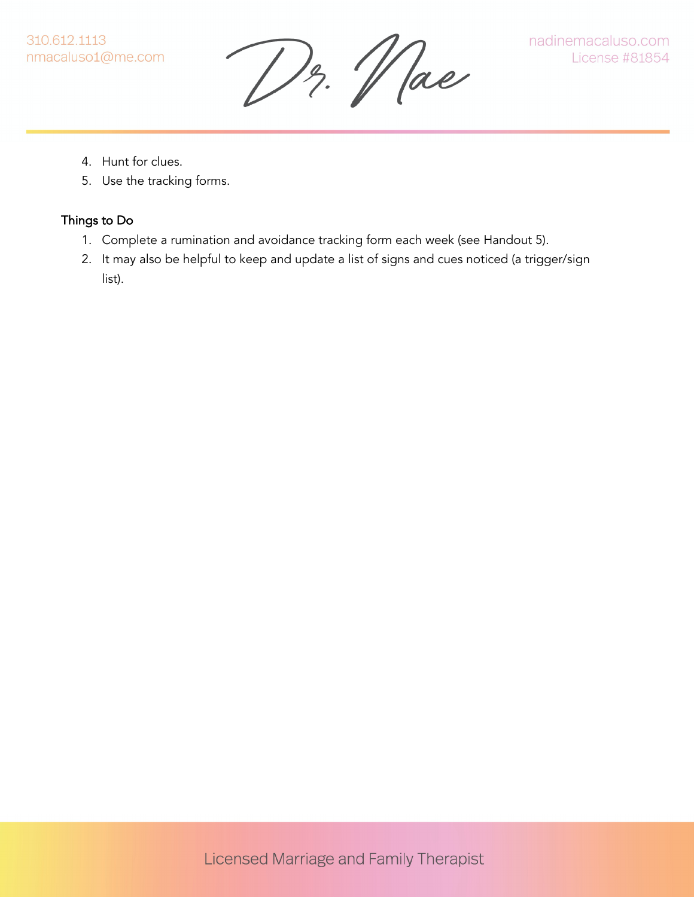4. Hunt for clues.
5. Use the tracking forms.

Things to Do

1. Complete a rumination and avoidance tracking form each week (see Handout 5).
2. It may also be helpful to keep and update a list of signs and cues noticed (a trigger/sign list).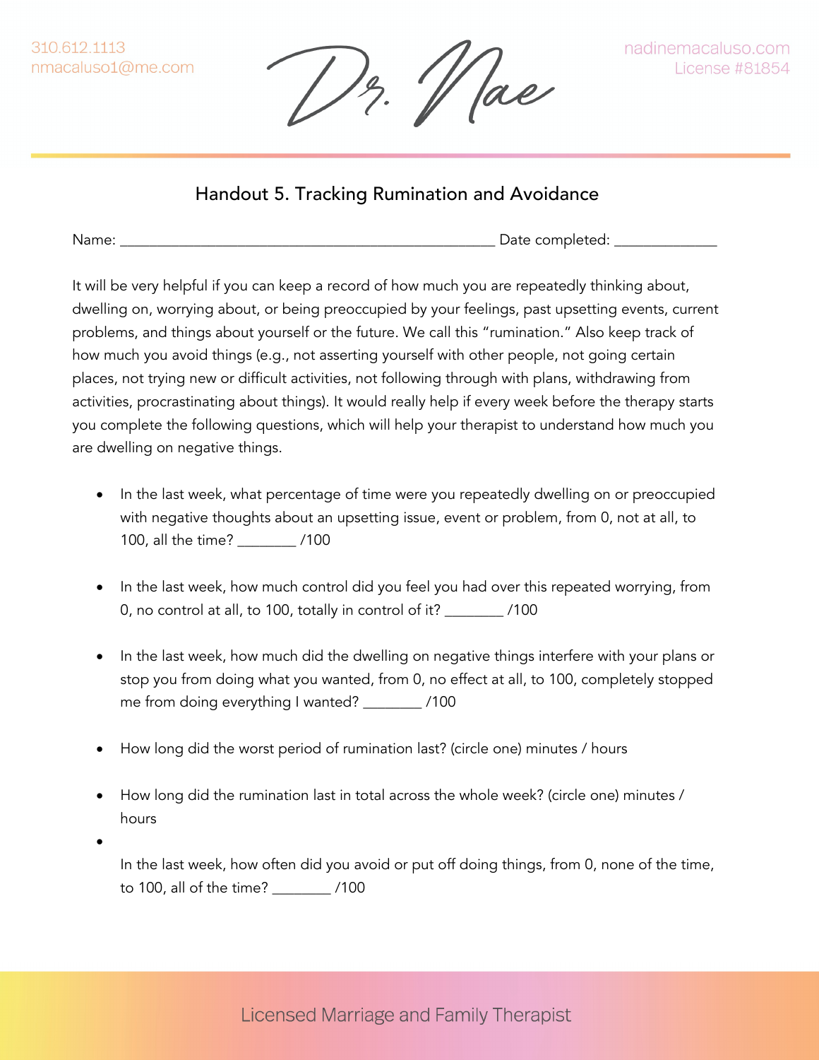## Handout 5. Tracking Rumination and Avoidance

Name: ________________________________________________ Date completed: _____________

It will be very helpful if you can keep a record of how much you are repeatedly thinking about, dwelling on, worrying about, or being preoccupied by your feelings, past upsetting events, current problems, and things about yourself or the future. We call this "rumination." Also keep track of how much you avoid things (e.g., not asserting yourself with other people, not going certain places, not trying new or difficult activities, not following through with plans, withdrawing from activities, procrastinating about things). It would really help if every week before the therapy starts you complete the following questions, which will help your therapist to understand how much you are dwelling on negative things.

- In the last week, what percentage of time were you repeatedly dwelling on or preoccupied with negative thoughts about an upsetting issue, event or problem, from 0, not at all, to 100, all the time? ________ /100
- In the last week, how much control did you feel you had over this repeated worrying, from 0, no control at all, to 100, totally in control of it? ________ /100
- In the last week, how much did the dwelling on negative things interfere with your plans or stop you from doing what you wanted, from 0, no effect at all, to 100, completely stopped me from doing everything I wanted? ________ /100
- How long did the worst period of rumination last? (circle one) minutes / hours
- How long did the rumination last in total across the whole week? (circle one) minutes / hours
- In the last week, how often did you avoid or put off doing things, from 0, none of the time, to 100, all of the time? ________ /100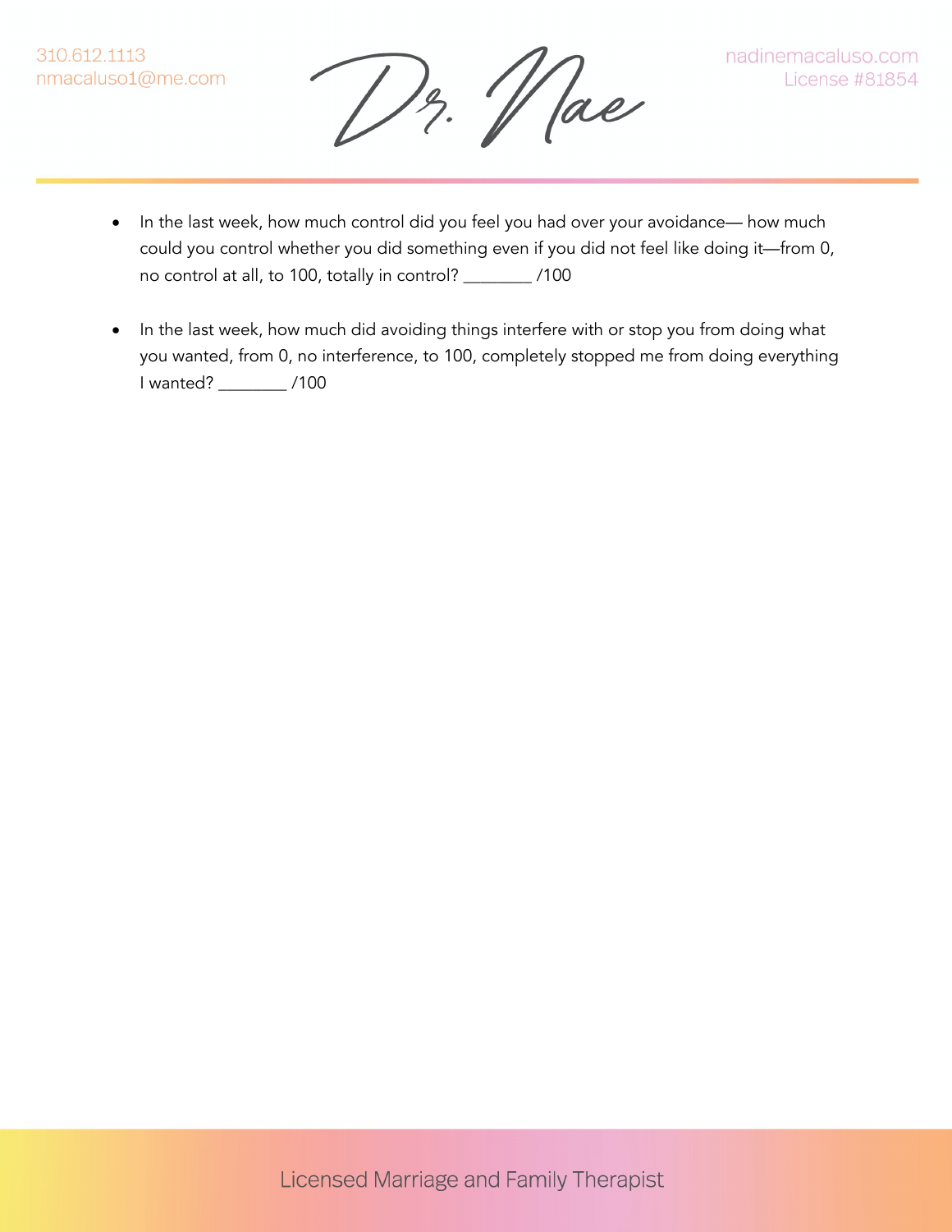- In the last week, how much control did you feel you had over your avoidance— how much could you control whether you did something even if you did not feel like doing it—from 0, no control at all, to 100, totally in control? ________ /100

- In the last week, how much did avoiding things interfere with or stop you from doing what you wanted, from 0, no interference, to 100, completely stopped me from doing everything I wanted? ________ /100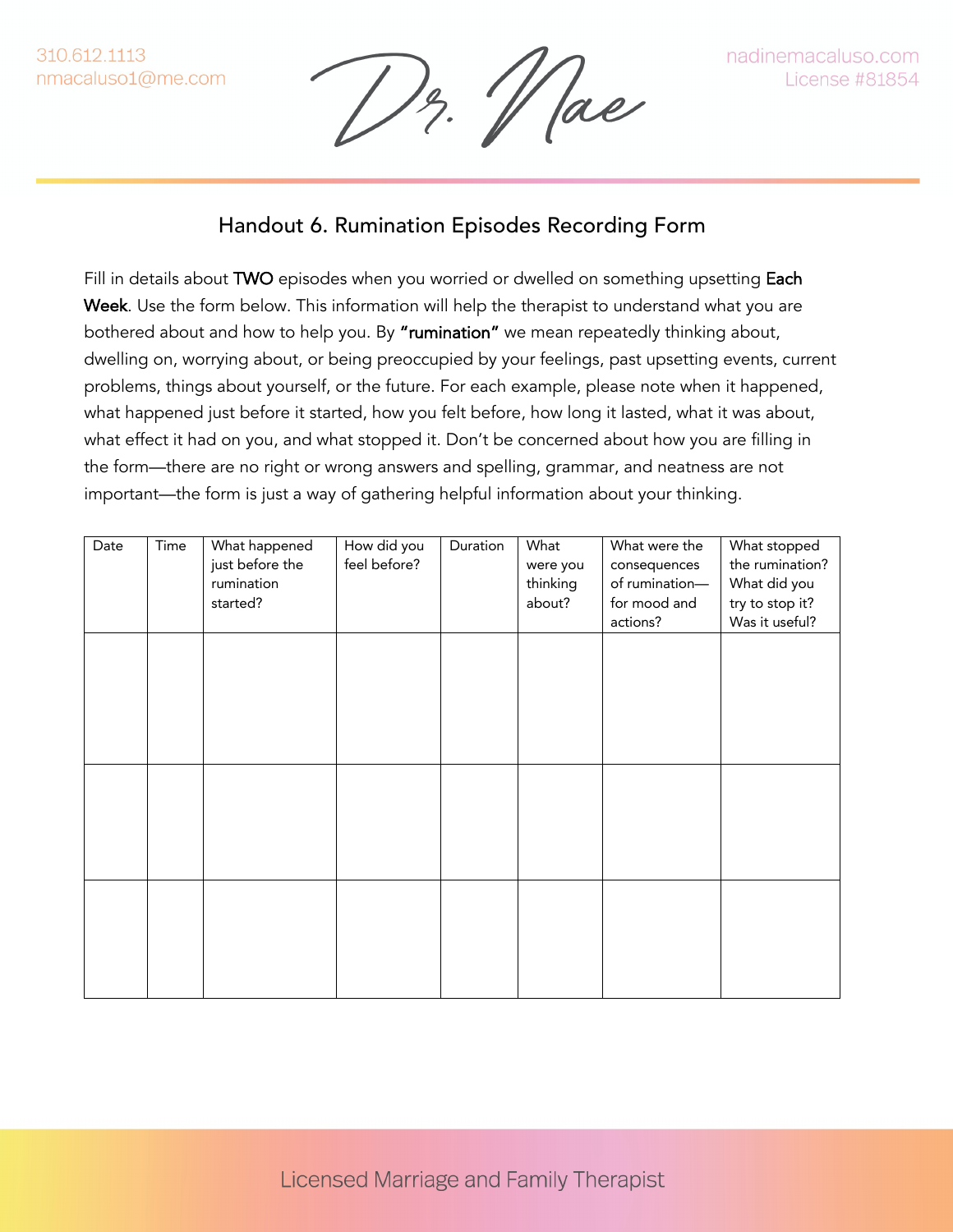## Handout 6. Rumination Episodes Recording Form

Fill in details about **TWO** episodes when you worried or dwelled on something upsetting **Each Week**. Use the form below. This information will help the therapist to understand what you are bothered about and how to help you. By **"rumination"** we mean repeatedly thinking about, dwelling on, worrying about, or being preoccupied by your feelings, past upsetting events, current problems, things about yourself, or the future. For each example, please note when it happened, what happened just before it started, how you felt before, how long it lasted, what it was about, what effect it had on you, and what stopped it. Don't be concerned about how you are filling in the form—there are no right or wrong answers and spelling, grammar, and neatness are not important—the form is just a way of gathering helpful information about your thinking.

| Date | Time | What happened just before the rumination started? | How did you feel before? | Duration | What were you thinking about? | What were the consequences of rumination—for mood and actions? | What stopped the rumination? What did you try to stop it? Was it useful? |
|---|---|---|---|---|---|---|---|
| | | | | | | | |
| | | | | | | | |
| | | | | | | | |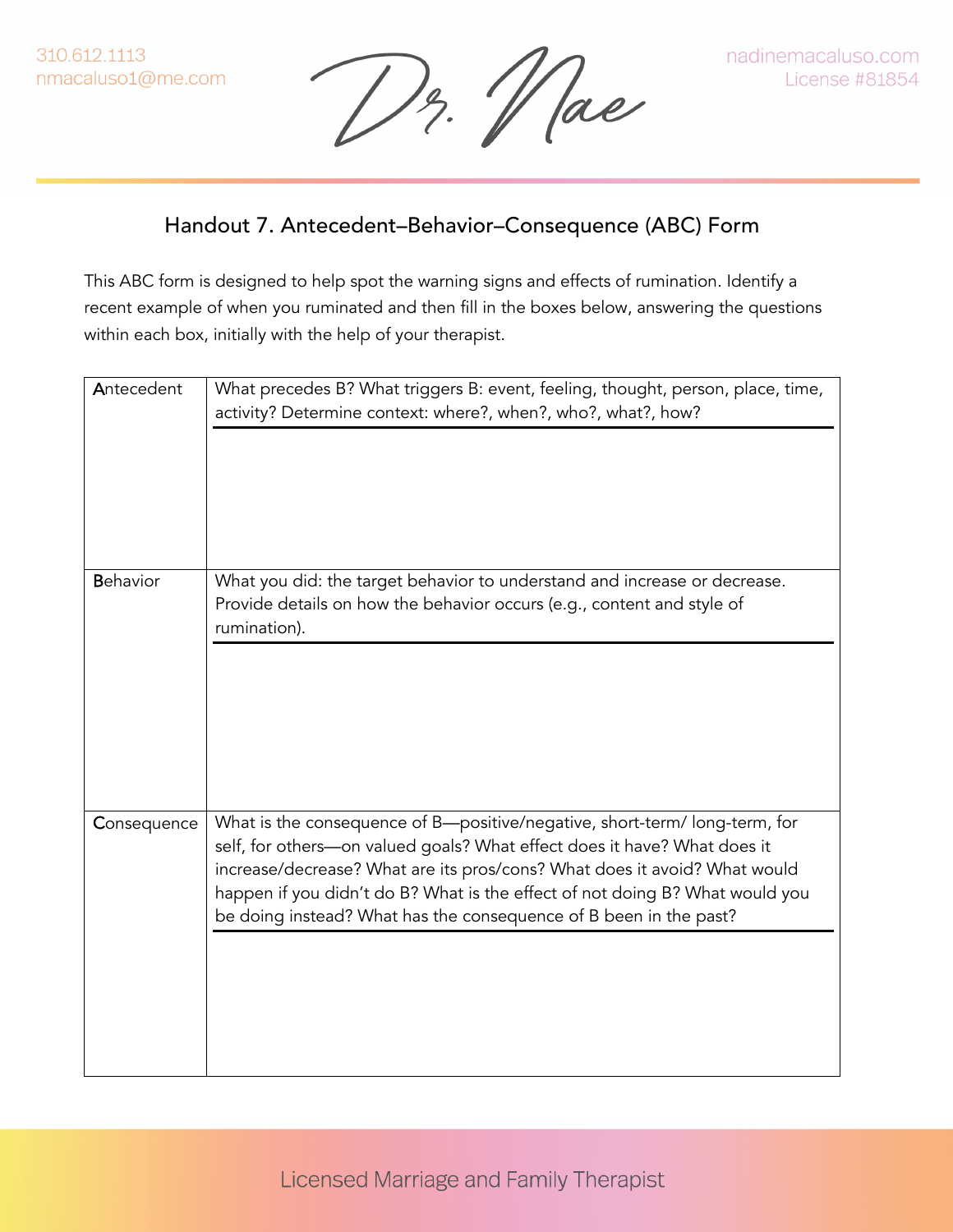## Handout 7. Antecedent–Behavior–Consequence (ABC) Form

This ABC form is designed to help spot the warning signs and effects of rumination. Identify a recent example of when you ruminated and then fill in the boxes below, answering the questions within each box, initially with the help of your therapist.

| | |
|---|---|
| Antecedent | What precedes B? What triggers B: event, feeling, thought, person, place, time, activity? Determine context: where?, when?, who?, what?, how? |
| Behavior | What you did: the target behavior to understand and increase or decrease. Provide details on how the behavior occurs (e.g., content and style of rumination). |
| Consequence | What is the consequence of B—positive/negative, short-term/ long-term, for self, for others—on valued goals? What effect does it have? What does it increase/decrease? What are its pros/cons? What does it avoid? What would happen if you didn't do B? What is the effect of not doing B? What would you be doing instead? What has the consequence of B been in the past? |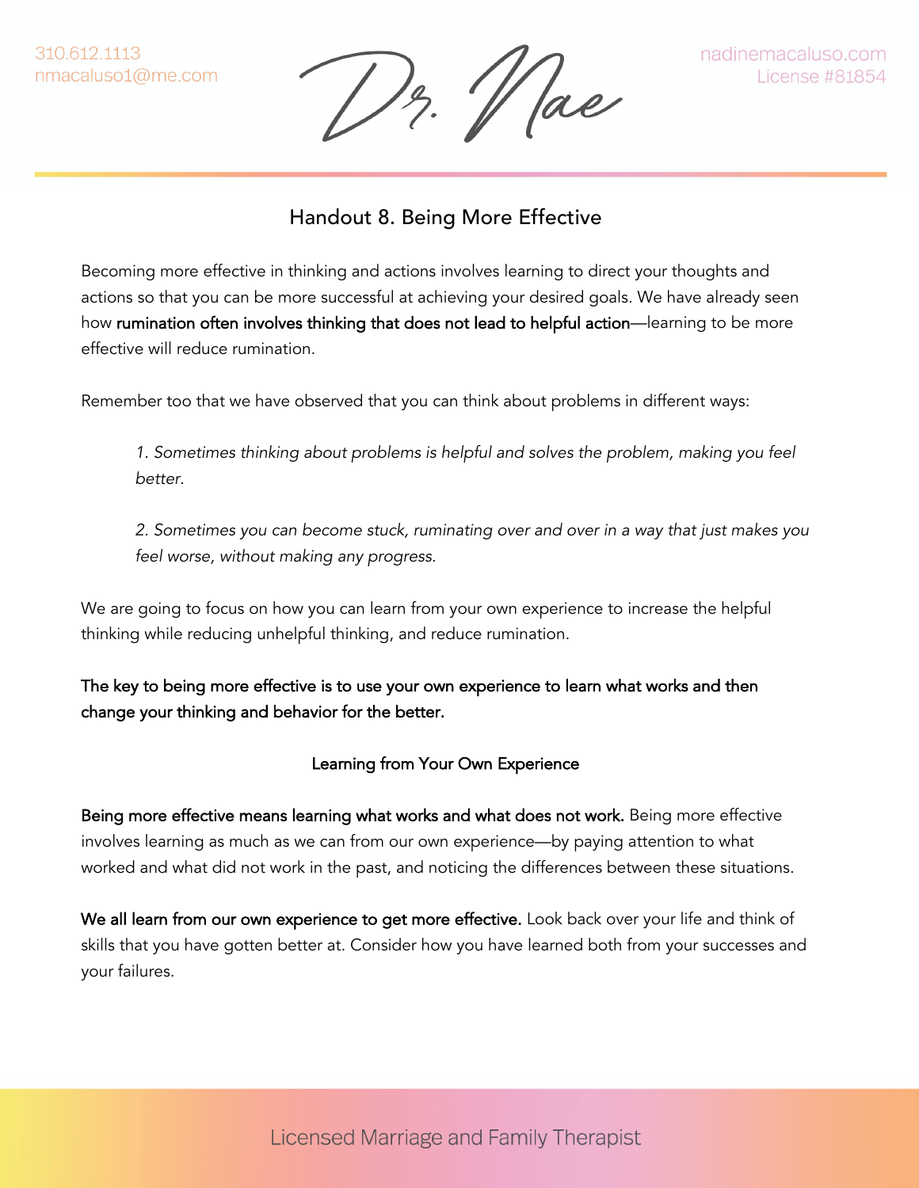## Handout 8. Being More Effective

Becoming more effective in thinking and actions involves learning to direct your thoughts and actions so that you can be more successful at achieving your desired goals. We have already seen how **rumination often involves thinking that does not lead to helpful action**—learning to be more effective will reduce rumination.

Remember too that we have observed that you can think about problems in different ways:

> *1. Sometimes thinking about problems is helpful and solves the problem, making you feel better.*
>
> *2. Sometimes you can become stuck, ruminating over and over in a way that just makes you feel worse, without making any progress.*

We are going to focus on how you can learn from your own experience to increase the helpful thinking while reducing unhelpful thinking, and reduce rumination.

**The key to being more effective is to use your own experience to learn what works and then change your thinking and behavior for the better.**

### Learning from Your Own Experience

**Being more effective means learning what works and what does not work.** Being more effective involves learning as much as we can from our own experience—by paying attention to what worked and what did not work in the past, and noticing the differences between these situations.

**We all learn from our own experience to get more effective.** Look back over your life and think of skills that you have gotten better at. Consider how you have learned both from your successes and your failures.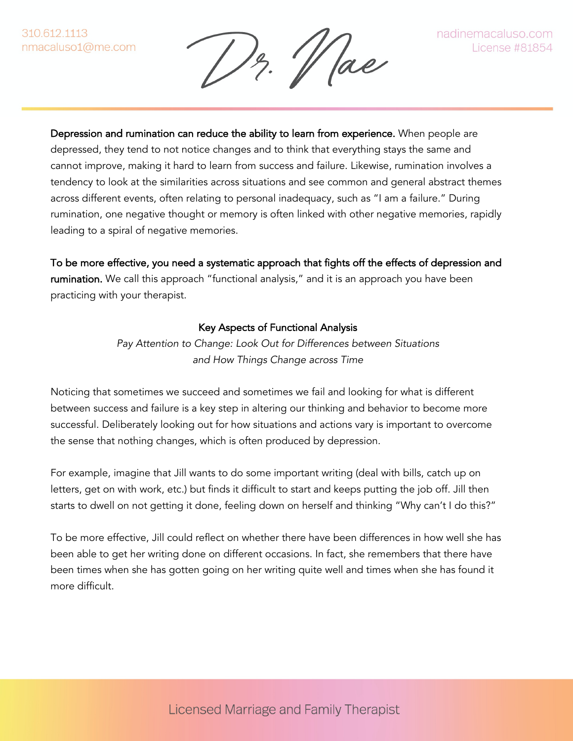**Depression and rumination can reduce the ability to learn from experience.** When people are depressed, they tend to not notice changes and to think that everything stays the same and cannot improve, making it hard to learn from success and failure. Likewise, rumination involves a tendency to look at the similarities across situations and see common and general abstract themes across different events, often relating to personal inadequacy, such as "I am a failure." During rumination, one negative thought or memory is often linked with other negative memories, rapidly leading to a spiral of negative memories.

**To be more effective, you need a systematic approach that fights off the effects of depression and rumination.** We call this approach "functional analysis," and it is an approach you have been practicing with your therapist.

## Key Aspects of Functional Analysis

*Pay Attention to Change: Look Out for Differences between Situations and How Things Change across Time*

Noticing that sometimes we succeed and sometimes we fail and looking for what is different between success and failure is a key step in altering our thinking and behavior to become more successful. Deliberately looking out for how situations and actions vary is important to overcome the sense that nothing changes, which is often produced by depression.

For example, imagine that Jill wants to do some important writing (deal with bills, catch up on letters, get on with work, etc.) but finds it difficult to start and keeps putting the job off. Jill then starts to dwell on not getting it done, feeling down on herself and thinking "Why can't I do this?"

To be more effective, Jill could reflect on whether there have been differences in how well she has been able to get her writing done on different occasions. In fact, she remembers that there have been times when she has gotten going on her writing quite well and times when she has found it more difficult.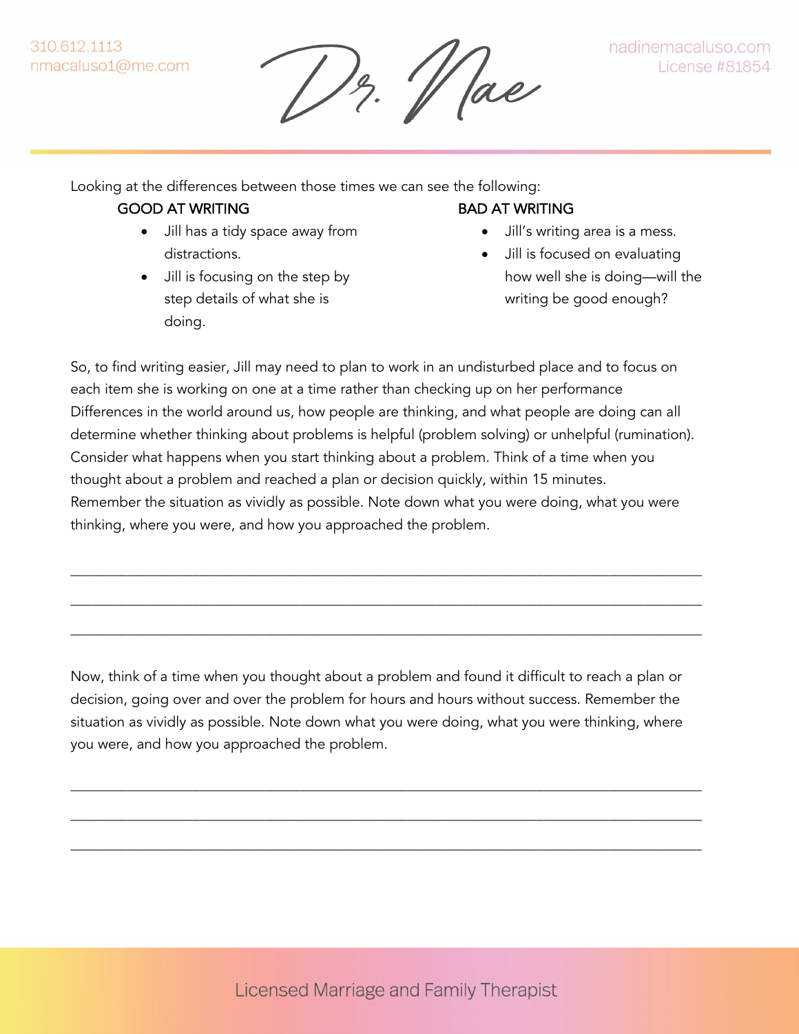Looking at the differences between those times we can see the following:

GOOD AT WRITING

- Jill has a tidy space away from distractions.
- Jill is focusing on the step by step details of what she is doing.

BAD AT WRITING

- Jill's writing area is a mess.
- Jill is focused on evaluating how well she is doing—will the writing be good enough?

So, to find writing easier, Jill may need to plan to work in an undisturbed place and to focus on each item she is working on one at a time rather than checking up on her performance Differences in the world around us, how people are thinking, and what people are doing can all determine whether thinking about problems is helpful (problem solving) or unhelpful (rumination). Consider what happens when you start thinking about a problem. Think of a time when you thought about a problem and reached a plan or decision quickly, within 15 minutes. Remember the situation as vividly as possible. Note down what you were doing, what you were thinking, where you were, and how you approached the problem.

______________________________________________________________________________

______________________________________________________________________________

______________________________________________________________________________

Now, think of a time when you thought about a problem and found it difficult to reach a plan or decision, going over and over the problem for hours and hours without success. Remember the situation as vividly as possible. Note down what you were doing, what you were thinking, where you were, and how you approached the problem.

______________________________________________________________________________

______________________________________________________________________________

______________________________________________________________________________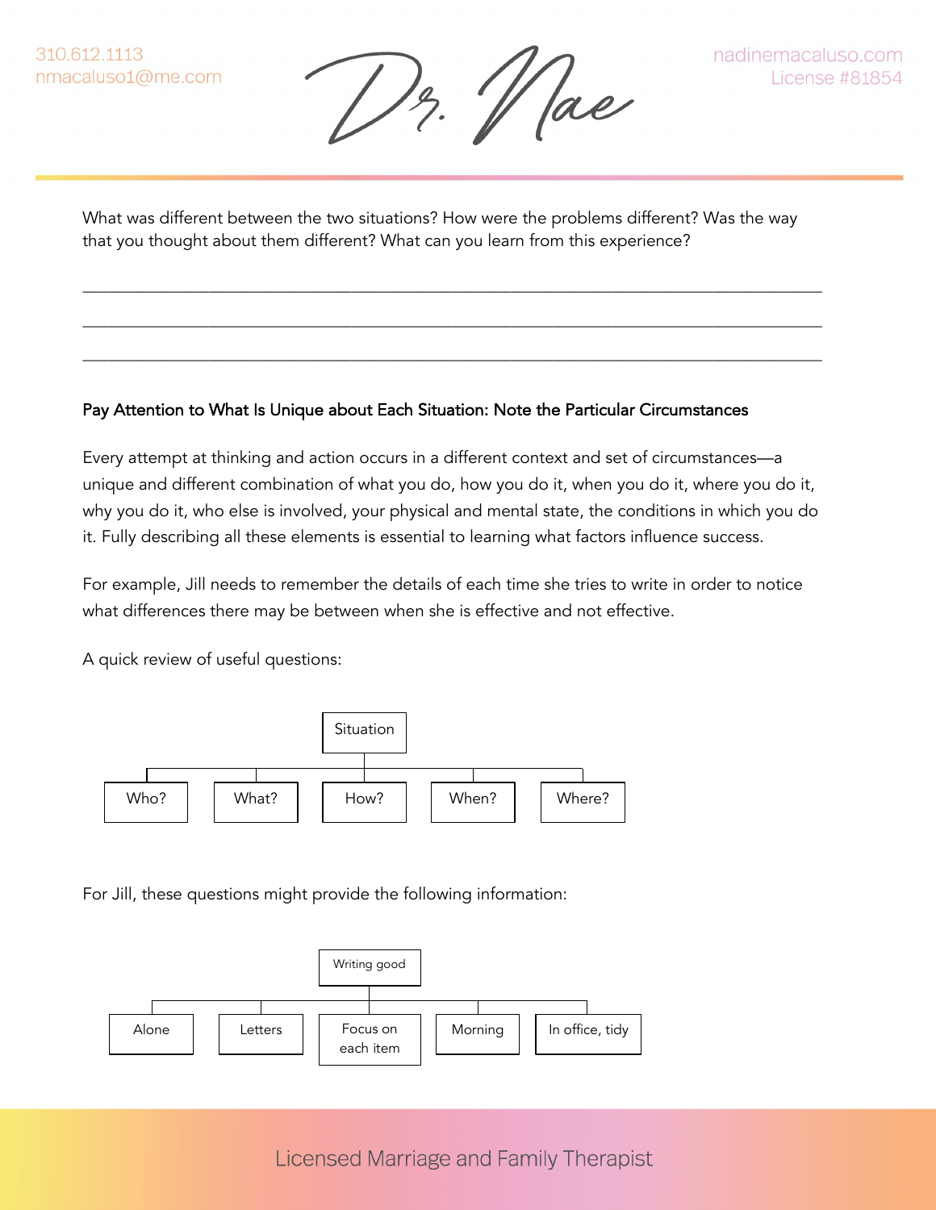What was different between the two situations? How were the problems different? Was the way that you thought about them different? What can you learn from this experience?

\_\_\_\_\_\_\_\_\_\_\_\_\_\_\_\_\_\_\_\_\_\_\_\_\_\_\_\_\_\_\_\_\_\_\_\_\_\_\_\_\_\_\_\_\_\_\_\_\_\_\_\_\_\_\_\_\_\_\_\_\_\_\_\_\_\_\_\_\_\_\_\_\_\_

\_\_\_\_\_\_\_\_\_\_\_\_\_\_\_\_\_\_\_\_\_\_\_\_\_\_\_\_\_\_\_\_\_\_\_\_\_\_\_\_\_\_\_\_\_\_\_\_\_\_\_\_\_\_\_\_\_\_\_\_\_\_\_\_\_\_\_\_\_\_\_\_\_\_

\_\_\_\_\_\_\_\_\_\_\_\_\_\_\_\_\_\_\_\_\_\_\_\_\_\_\_\_\_\_\_\_\_\_\_\_\_\_\_\_\_\_\_\_\_\_\_\_\_\_\_\_\_\_\_\_\_\_\_\_\_\_\_\_\_\_\_\_\_\_\_\_\_\_

### Pay Attention to What Is Unique about Each Situation: Note the Particular Circumstances

Every attempt at thinking and action occurs in a different context and set of circumstances—a unique and different combination of what you do, how you do it, when you do it, where you do it, why you do it, who else is involved, your physical and mental state, the conditions in which you do it. Fully describing all these elements is essential to learning what factors influence success.

For example, Jill needs to remember the details of each time she tries to write in order to notice what differences there may be between when she is effective and not effective.

A quick review of useful questions:

Situation

Who?

What?

How?

When?

Where?

For Jill, these questions might provide the following information:

Writing good

Alone

Letters

Focus on each item

Morning

In office, tidy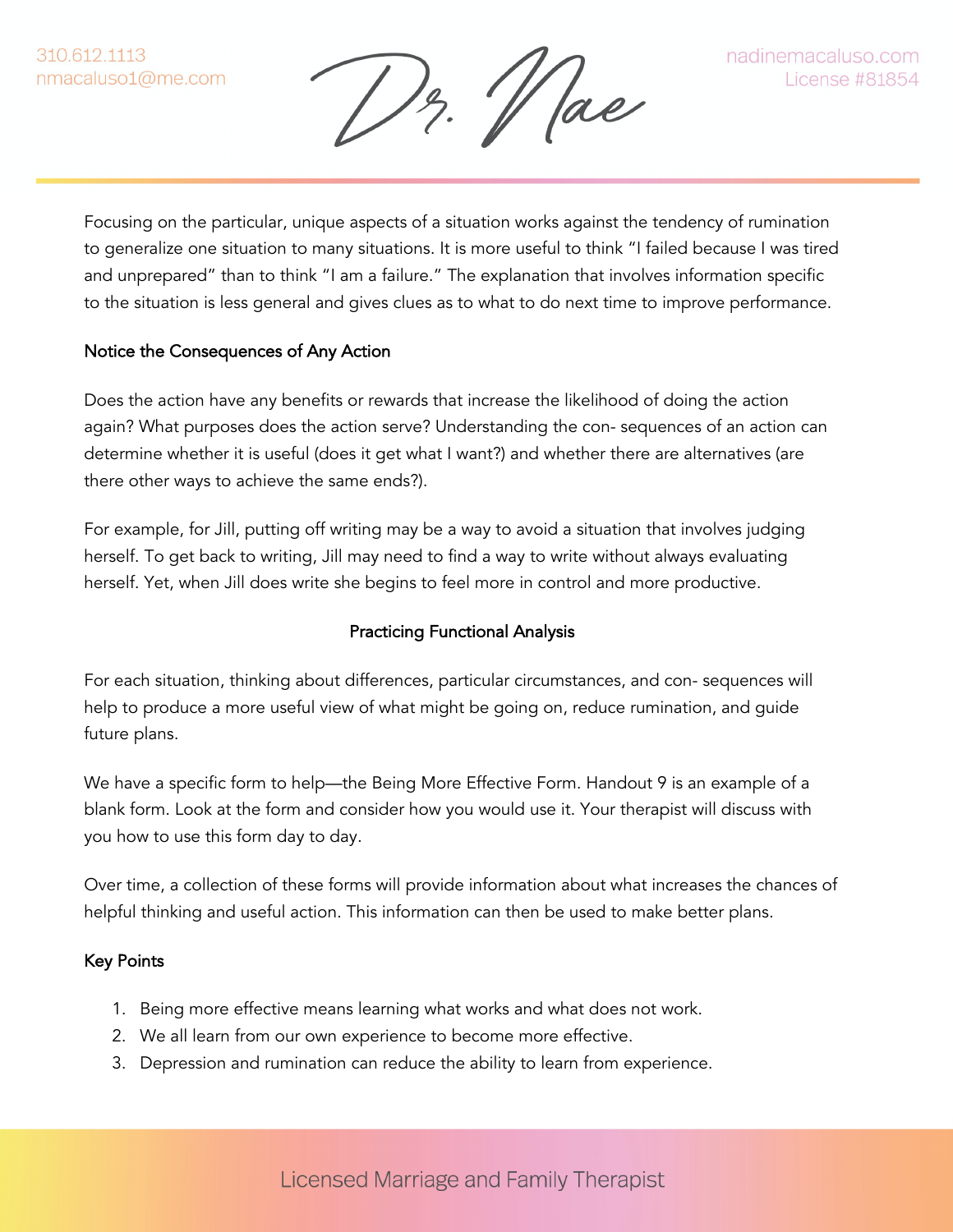Focusing on the particular, unique aspects of a situation works against the tendency of rumination to generalize one situation to many situations. It is more useful to think "I failed because I was tired and unprepared" than to think "I am a failure." The explanation that involves information specific to the situation is less general and gives clues as to what to do next time to improve performance.

### Notice the Consequences of Any Action

Does the action have any benefits or rewards that increase the likelihood of doing the action again? What purposes does the action serve? Understanding the con- sequences of an action can determine whether it is useful (does it get what I want?) and whether there are alternatives (are there other ways to achieve the same ends?).

For example, for Jill, putting off writing may be a way to avoid a situation that involves judging herself. To get back to writing, Jill may need to find a way to write without always evaluating herself. Yet, when Jill does write she begins to feel more in control and more productive.

## Practicing Functional Analysis

For each situation, thinking about differences, particular circumstances, and con- sequences will help to produce a more useful view of what might be going on, reduce rumination, and guide future plans.

We have a specific form to help—the Being More Effective Form. Handout 9 is an example of a blank form. Look at the form and consider how you would use it. Your therapist will discuss with you how to use this form day to day.

Over time, a collection of these forms will provide information about what increases the chances of helpful thinking and useful action. This information can then be used to make better plans.

### Key Points

1. Being more effective means learning what works and what does not work.
2. We all learn from our own experience to become more effective.
3. Depression and rumination can reduce the ability to learn from experience.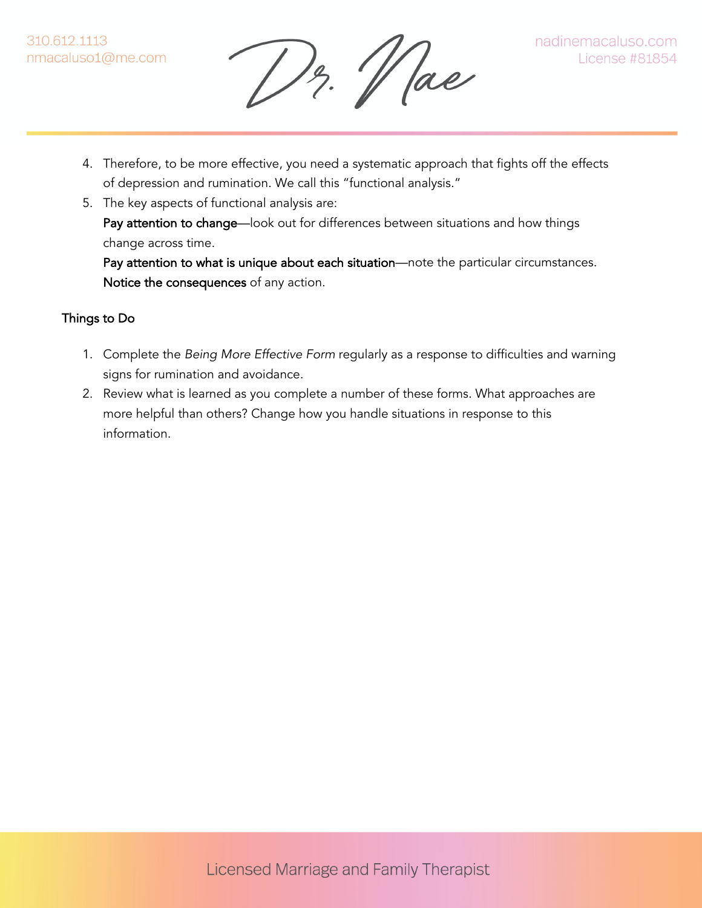4. Therefore, to be more effective, you need a systematic approach that fights off the effects of depression and rumination. We call this "functional analysis."
5. The key aspects of functional analysis are:
   **Pay attention to change**—look out for differences between situations and how things change across time.
   **Pay attention to what is unique about each situation**—note the particular circumstances.
   **Notice the consequences** of any action.

**Things to Do**

1. Complete the *Being More Effective Form* regularly as a response to difficulties and warning signs for rumination and avoidance.
2. Review what is learned as you complete a number of these forms. What approaches are more helpful than others? Change how you handle situations in response to this information.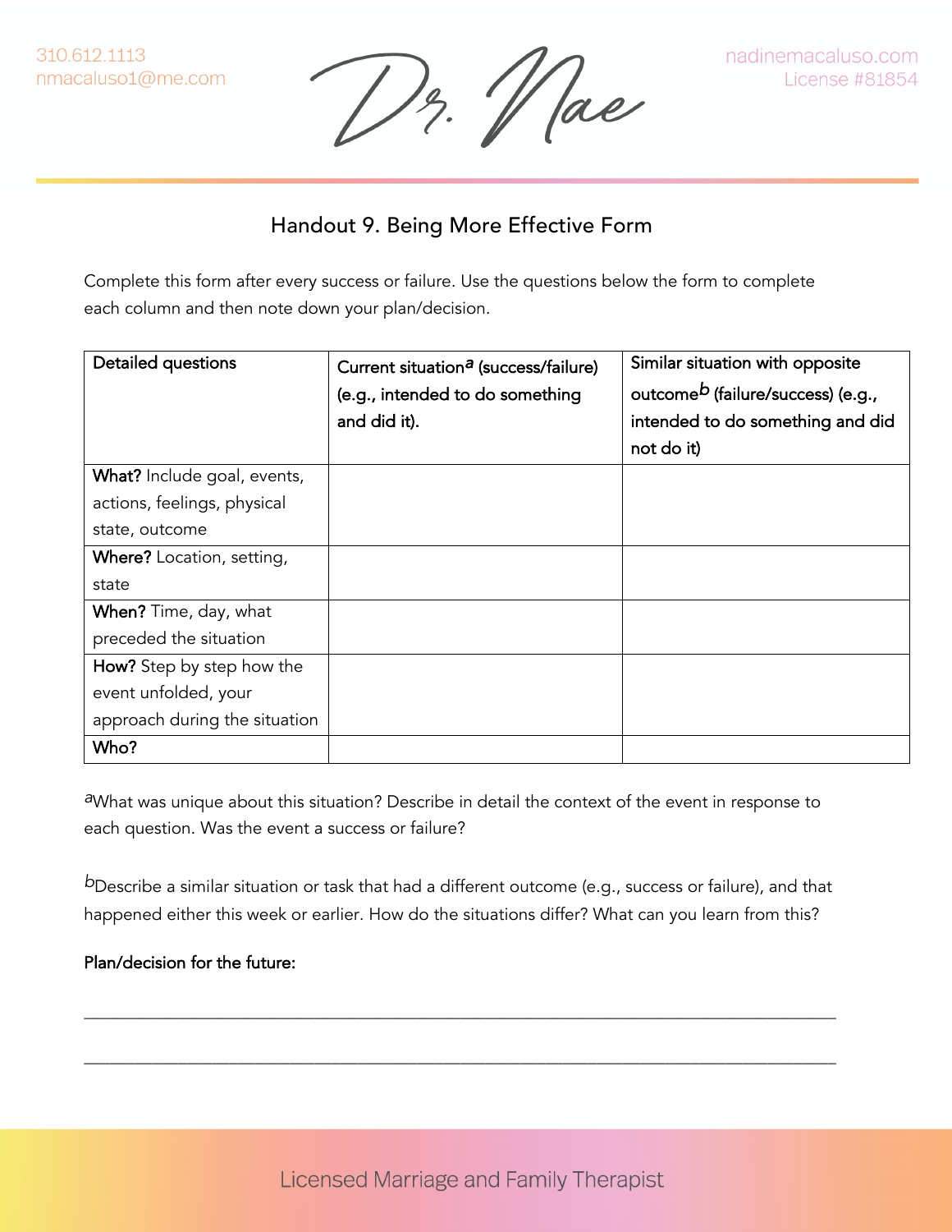## Handout 9. Being More Effective Form

Complete this form after every success or failure. Use the questions below the form to complete each column and then note down your plan/decision.

| Detailed questions | Current situation[a] (success/failure) (e.g., intended to do something and did it). | Similar situation with opposite outcome[b] (failure/success) (e.g., intended to do something and did not do it) |
|---|---|---|
| **What?** Include goal, events, actions, feelings, physical state, outcome | | |
| **Where?** Location, setting, state | | |
| **When?** Time, day, what preceded the situation | | |
| **How?** Step by step how the event unfolded, your approach during the situation | | |
| **Who?** | | |

[a]What was unique about this situation? Describe in detail the context of the event in response to each question. Was the event a success or failure?

[b]Describe a similar situation or task that had a different outcome (e.g., success or failure), and that happened either this week or earlier. How do the situations differ? What can you learn from this?

Plan/decision for the future:

_______________________________________________________________________________

_______________________________________________________________________________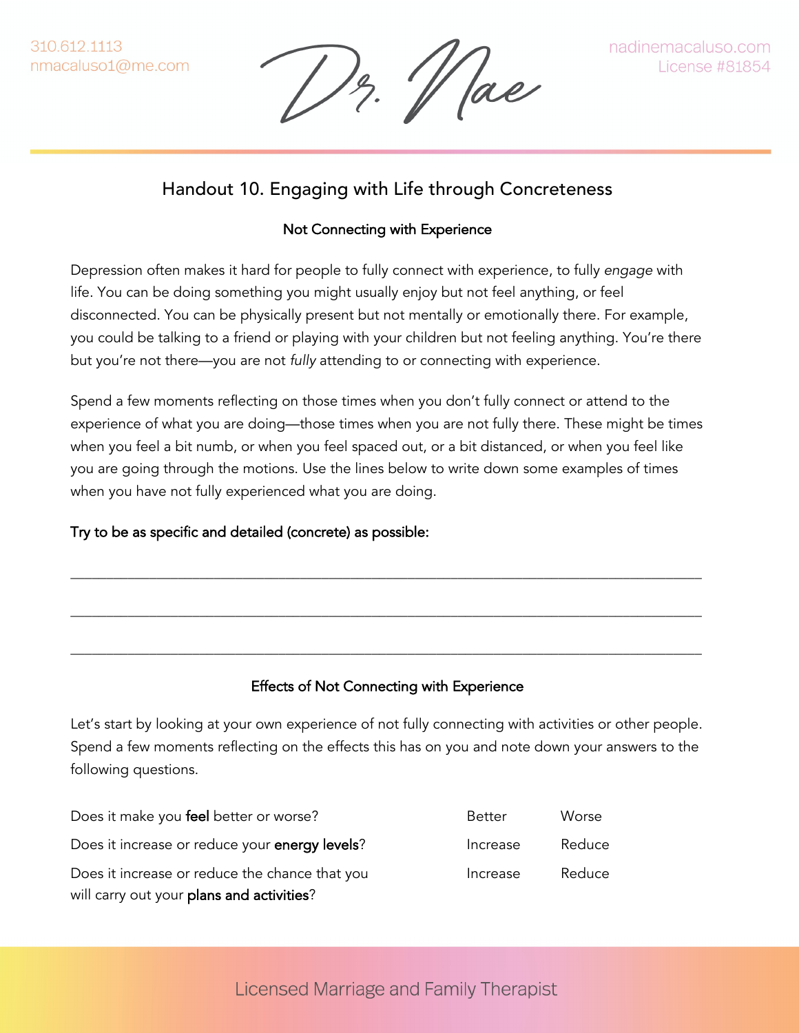## Handout 10. Engaging with Life through Concreteness

### Not Connecting with Experience

Depression often makes it hard for people to fully connect with experience, to fully *engage* with life. You can be doing something you might usually enjoy but not feel anything, or feel disconnected. You can be physically present but not mentally or emotionally there. For example, you could be talking to a friend or playing with your children but not feeling anything. You're there but you're not there—you are not *fully* attending to or connecting with experience.

Spend a few moments reflecting on those times when you don't fully connect or attend to the experience of what you are doing—those times when you are not fully there. These might be times when you feel a bit numb, or when you feel spaced out, or a bit distanced, or when you feel like you are going through the motions. Use the lines below to write down some examples of times when you have not fully experienced what you are doing.

Try to be as specific and detailed (concrete) as possible:

______________________________________________________________________

______________________________________________________________________

______________________________________________________________________

### Effects of Not Connecting with Experience

Let's start by looking at your own experience of not fully connecting with activities or other people. Spend a few moments reflecting on the effects this has on you and note down your answers to the following questions.

| | | |
|---|---|---|
| Does it make you **feel** better or worse? | Better | Worse |
| Does it increase or reduce your **energy levels**? | Increase | Reduce |
| Does it increase or reduce the chance that you will carry out your **plans and activities**? | Increase | Reduce |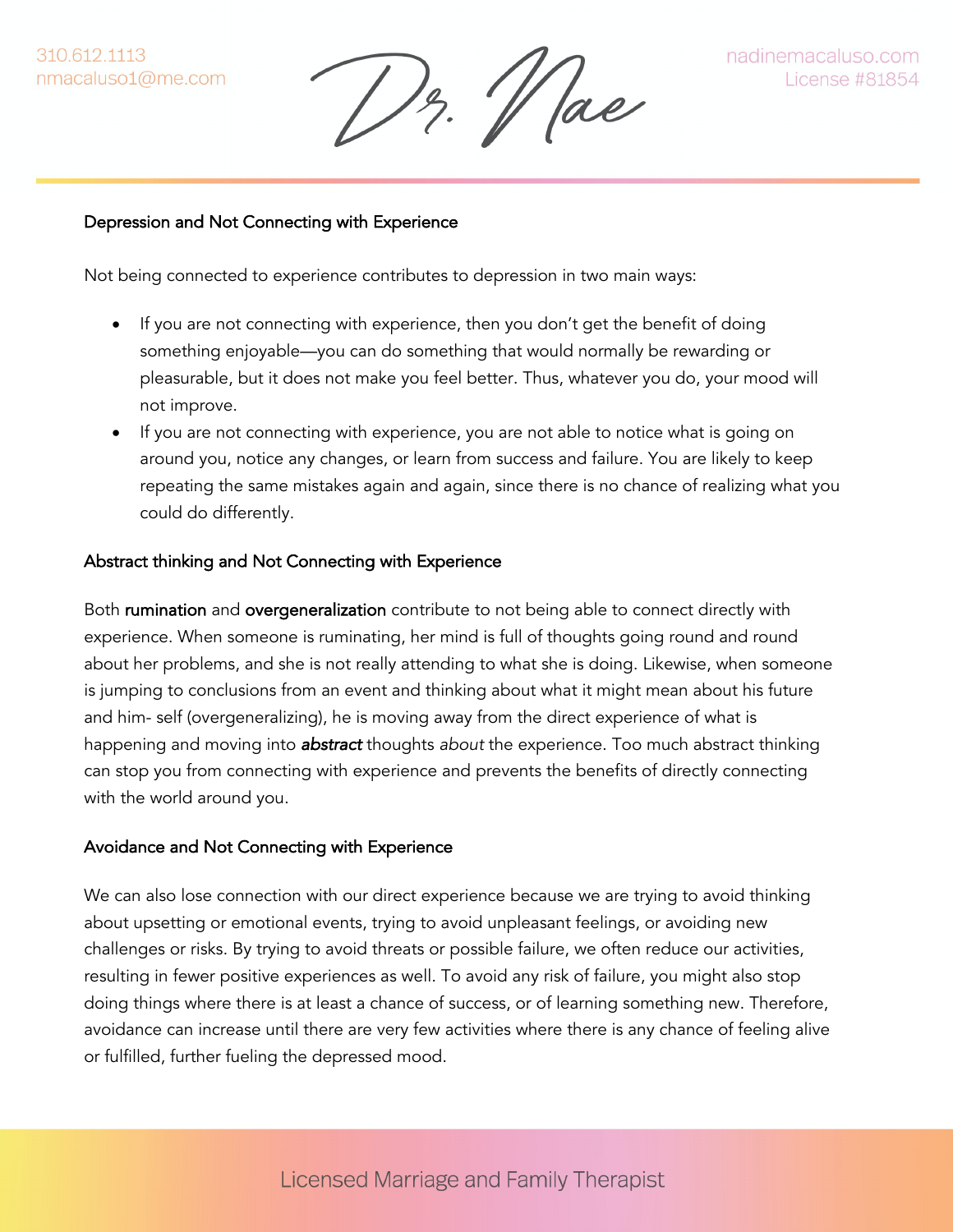## Depression and Not Connecting with Experience

Not being connected to experience contributes to depression in two main ways:

- If you are not connecting with experience, then you don't get the benefit of doing something enjoyable—you can do something that would normally be rewarding or pleasurable, but it does not make you feel better. Thus, whatever you do, your mood will not improve.
- If you are not connecting with experience, you are not able to notice what is going on around you, notice any changes, or learn from success and failure. You are likely to keep repeating the same mistakes again and again, since there is no chance of realizing what you could do differently.

## Abstract thinking and Not Connecting with Experience

Both **rumination** and **overgeneralization** contribute to not being able to connect directly with experience. When someone is ruminating, her mind is full of thoughts going round and round about her problems, and she is not really attending to what she is doing. Likewise, when someone is jumping to conclusions from an event and thinking about what it might mean about his future and him- self (overgeneralizing), he is moving away from the direct experience of what is happening and moving into ***abstract*** thoughts *about* the experience. Too much abstract thinking can stop you from connecting with experience and prevents the benefits of directly connecting with the world around you.

## Avoidance and Not Connecting with Experience

We can also lose connection with our direct experience because we are trying to avoid thinking about upsetting or emotional events, trying to avoid unpleasant feelings, or avoiding new challenges or risks. By trying to avoid threats or possible failure, we often reduce our activities, resulting in fewer positive experiences as well. To avoid any risk of failure, you might also stop doing things where there is at least a chance of success, or of learning something new. Therefore, avoidance can increase until there are very few activities where there is any chance of feeling alive or fulfilled, further fueling the depressed mood.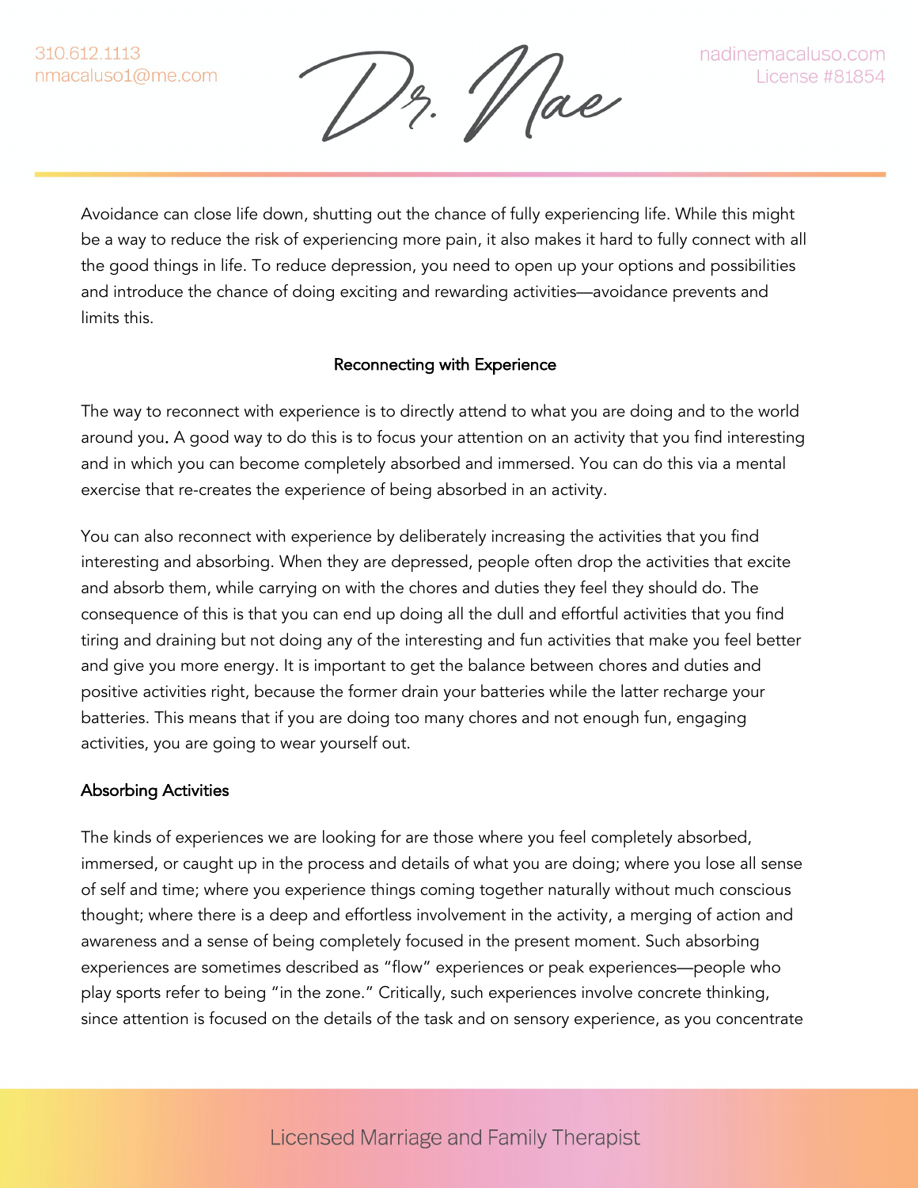Avoidance can close life down, shutting out the chance of fully experiencing life. While this might be a way to reduce the risk of experiencing more pain, it also makes it hard to fully connect with all the good things in life. To reduce depression, you need to open up your options and possibilities and introduce the chance of doing exciting and rewarding activities—avoidance prevents and limits this.

## Reconnecting with Experience

The way to reconnect with experience is to directly attend to what you are doing and to the world around you. A good way to do this is to focus your attention on an activity that you find interesting and in which you can become completely absorbed and immersed. You can do this via a mental exercise that re-creates the experience of being absorbed in an activity.

You can also reconnect with experience by deliberately increasing the activities that you find interesting and absorbing. When they are depressed, people often drop the activities that excite and absorb them, while carrying on with the chores and duties they feel they should do. The consequence of this is that you can end up doing all the dull and effortful activities that you find tiring and draining but not doing any of the interesting and fun activities that make you feel better and give you more energy. It is important to get the balance between chores and duties and positive activities right, because the former drain your batteries while the latter recharge your batteries. This means that if you are doing too many chores and not enough fun, engaging activities, you are going to wear yourself out.

### Absorbing Activities

The kinds of experiences we are looking for are those where you feel completely absorbed, immersed, or caught up in the process and details of what you are doing; where you lose all sense of self and time; where you experience things coming together naturally without much conscious thought; where there is a deep and effortless involvement in the activity, a merging of action and awareness and a sense of being completely focused in the present moment. Such absorbing experiences are sometimes described as "flow" experiences or peak experiences—people who play sports refer to being "in the zone." Critically, such experiences involve concrete thinking, since attention is focused on the details of the task and on sensory experience, as you concentrate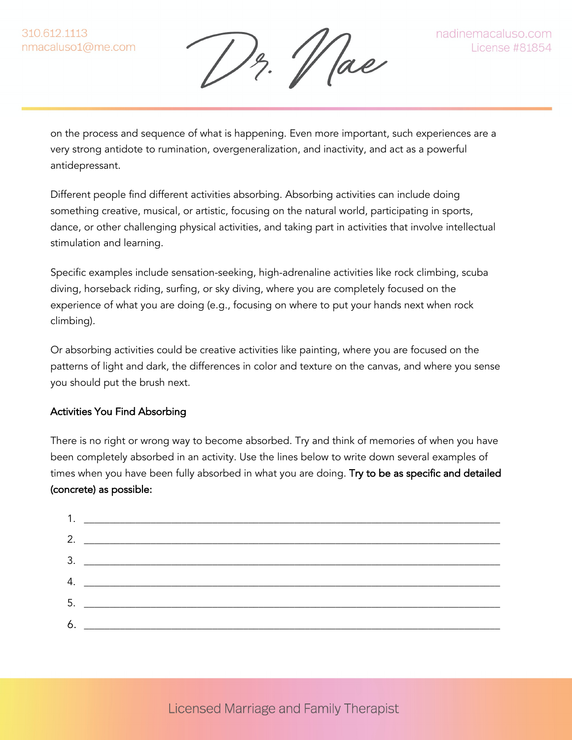on the process and sequence of what is happening. Even more important, such experiences are a very strong antidote to rumination, overgeneralization, and inactivity, and act as a powerful antidepressant.

Different people find different activities absorbing. Absorbing activities can include doing something creative, musical, or artistic, focusing on the natural world, participating in sports, dance, or other challenging physical activities, and taking part in activities that involve intellectual stimulation and learning.

Specific examples include sensation-seeking, high-adrenaline activities like rock climbing, scuba diving, horseback riding, surfing, or sky diving, where you are completely focused on the experience of what you are doing (e.g., focusing on where to put your hands next when rock climbing).

Or absorbing activities could be creative activities like painting, where you are focused on the patterns of light and dark, the differences in color and texture on the canvas, and where you sense you should put the brush next.

### Activities You Find Absorbing

There is no right or wrong way to become absorbed. Try and think of memories of when you have been completely absorbed in an activity. Use the lines below to write down several examples of times when you have been fully absorbed in what you are doing. **Try to be as specific and detailed (concrete) as possible:**

1. ______________________________________________________________________
2. ______________________________________________________________________
3. ______________________________________________________________________
4. ______________________________________________________________________
5. ______________________________________________________________________
6. ______________________________________________________________________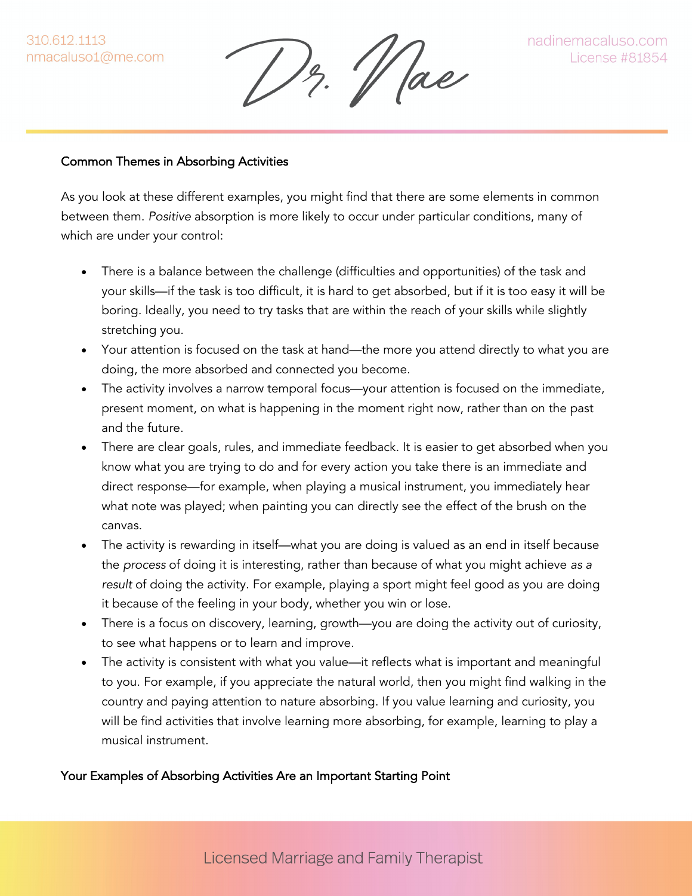## Common Themes in Absorbing Activities

As you look at these different examples, you might find that there are some elements in common between them. *Positive* absorption is more likely to occur under particular conditions, many of which are under your control:

- There is a balance between the challenge (difficulties and opportunities) of the task and your skills—if the task is too difficult, it is hard to get absorbed, but if it is too easy it will be boring. Ideally, you need to try tasks that are within the reach of your skills while slightly stretching you.
- Your attention is focused on the task at hand—the more you attend directly to what you are doing, the more absorbed and connected you become.
- The activity involves a narrow temporal focus—your attention is focused on the immediate, present moment, on what is happening in the moment right now, rather than on the past and the future.
- There are clear goals, rules, and immediate feedback. It is easier to get absorbed when you know what you are trying to do and for every action you take there is an immediate and direct response—for example, when playing a musical instrument, you immediately hear what note was played; when painting you can directly see the effect of the brush on the canvas.
- The activity is rewarding in itself—what you are doing is valued as an end in itself because the *process* of doing it is interesting, rather than because of what you might achieve *as a result* of doing the activity. For example, playing a sport might feel good as you are doing it because of the feeling in your body, whether you win or lose.
- There is a focus on discovery, learning, growth—you are doing the activity out of curiosity, to see what happens or to learn and improve.
- The activity is consistent with what you value—it reflects what is important and meaningful to you. For example, if you appreciate the natural world, then you might find walking in the country and paying attention to nature absorbing. If you value learning and curiosity, you will be find activities that involve learning more absorbing, for example, learning to play a musical instrument.

## Your Examples of Absorbing Activities Are an Important Starting Point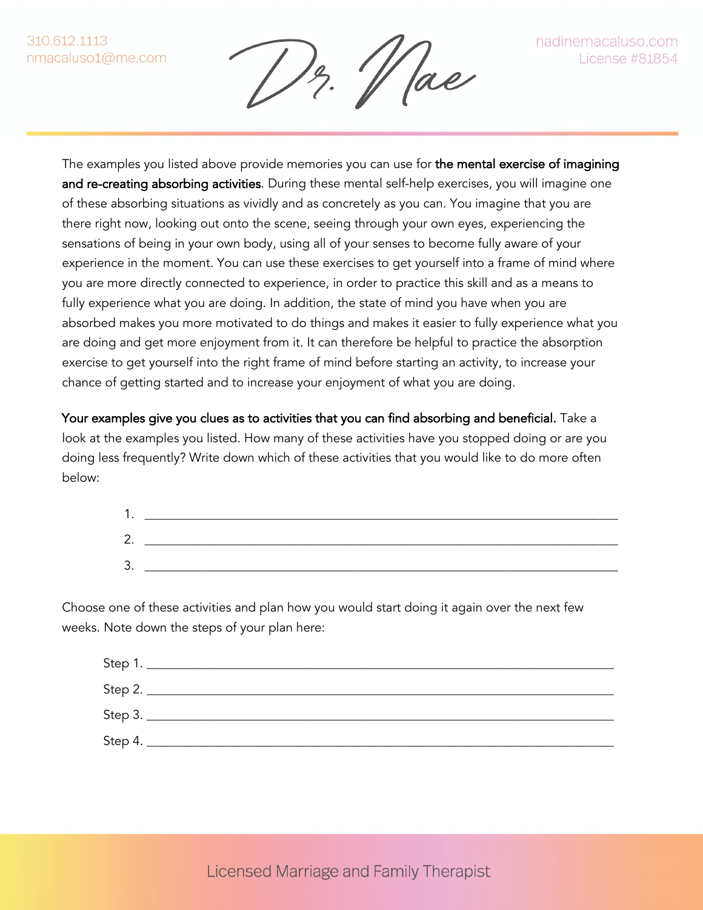The examples you listed above provide memories you can use for **the mental exercise of imagining and re-creating absorbing activities**. During these mental self-help exercises, you will imagine one of these absorbing situations as vividly and as concretely as you can. You imagine that you are there right now, looking out onto the scene, seeing through your own eyes, experiencing the sensations of being in your own body, using all of your senses to become fully aware of your experience in the moment. You can use these exercises to get yourself into a frame of mind where you are more directly connected to experience, in order to practice this skill and as a means to fully experience what you are doing. In addition, the state of mind you have when you are absorbed makes you more motivated to do things and makes it easier to fully experience what you are doing and get more enjoyment from it. It can therefore be helpful to practice the absorption exercise to get yourself into the right frame of mind before starting an activity, to increase your chance of getting started and to increase your enjoyment of what you are doing.

**Your examples give you clues as to activities that you can find absorbing and beneficial.** Take a look at the examples you listed. How many of these activities have you stopped doing or are you doing less frequently? Write down which of these activities that you would like to do more often below:

1. ______________________________________________________________________
2. ______________________________________________________________________
3. ______________________________________________________________________

Choose one of these activities and plan how you would start doing it again over the next few weeks. Note down the steps of your plan here:

Step 1. ______________________________________________________________________

Step 2. ______________________________________________________________________

Step 3. ______________________________________________________________________

Step 4. ______________________________________________________________________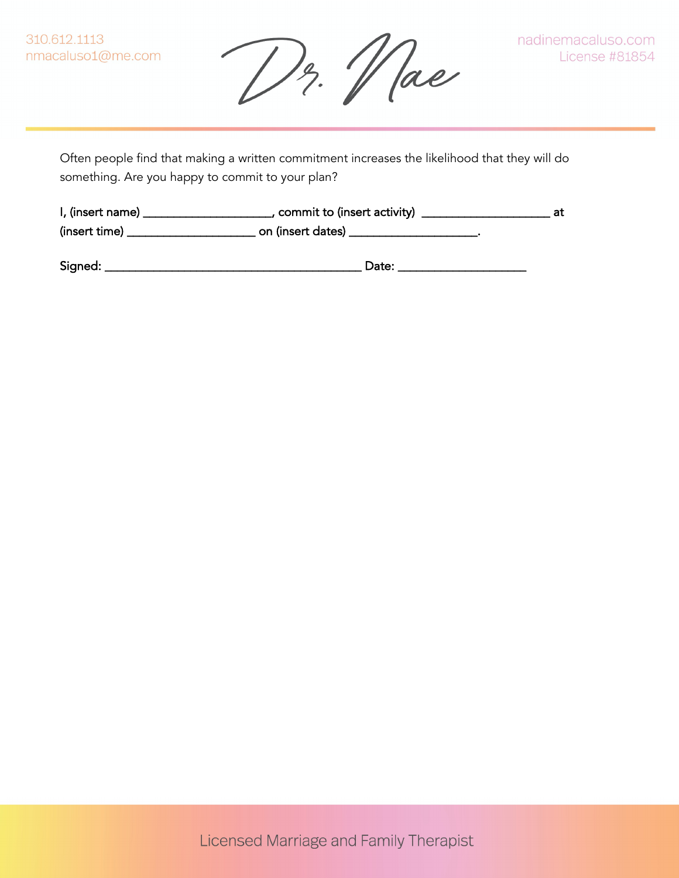Often people find that making a written commitment increases the likelihood that they will do something. Are you happy to commit to your plan?

I, (insert name) ____________________, commit to (insert activity) ____________________ at (insert time) ____________________ on (insert dates) ____________________.

Signed: ________________________________________ Date: ____________________